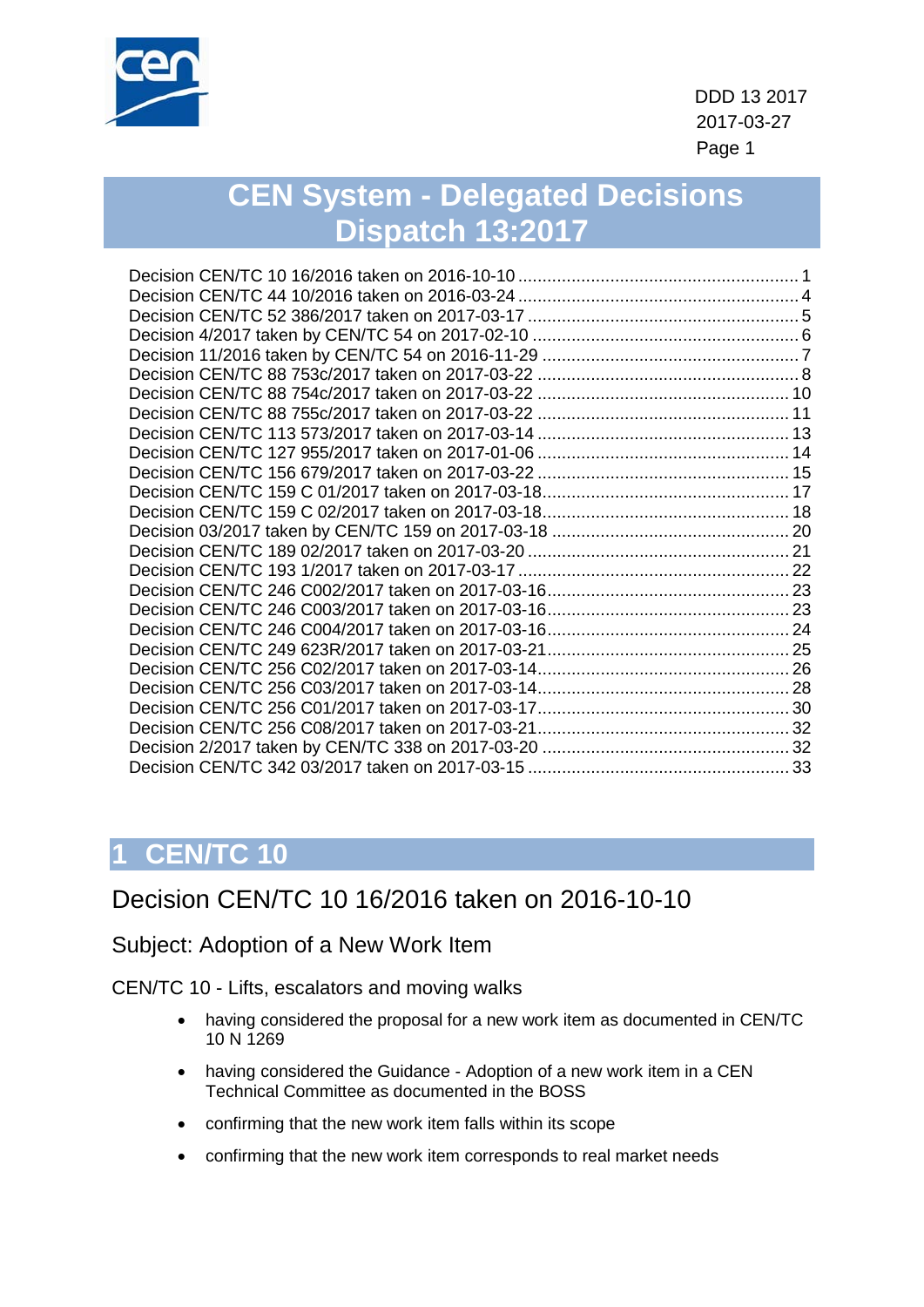DDD 13 2017
2017-03-27

# CEN System - Delegated Decisions Dispatch 13:2017

Decision CEN/TC 10 16/2016 taken on 2016-10-10 ........................................................... 1
Decision CEN/TC 44 10/2016 taken on 2016-03-24 ........................................................... 4
Decision CEN/TC 52 386/2017 taken on 2017-03-17 ......................................................... 5
Decision 4/2017 taken by CEN/TC 54 on 2017-02-10 ........................................................ 6
Decision 11/2016 taken by CEN/TC 54 on 2016-11-29 ...................................................... 7
Decision CEN/TC 88 753c/2017 taken on 2017-03-22 ....................................................... 8
Decision CEN/TC 88 754c/2017 taken on 2017-03-22 ..................................................... 10
Decision CEN/TC 88 755c/2017 taken on 2017-03-22 ..................................................... 11
Decision CEN/TC 113 573/2017 taken on 2017-03-14 ..................................................... 13
Decision CEN/TC 127 955/2017 taken on 2017-01-06 ..................................................... 14
Decision CEN/TC 156 679/2017 taken on 2017-03-22 ..................................................... 15
Decision CEN/TC 159 C 01/2017 taken on 2017-03-18 ..................................................... 17
Decision CEN/TC 159 C 02/2017 taken on 2017-03-18 ..................................................... 18
Decision 03/2017 taken by CEN/TC 159 on 2017-03-18 .................................................. 20
Decision CEN/TC 189 02/2017 taken on 2017-03-20 ....................................................... 21
Decision CEN/TC 193 1/2017 taken on 2017-03-17 ......................................................... 22
Decision CEN/TC 246 C002/2017 taken on 2017-03-16 ................................................... 23
Decision CEN/TC 246 C003/2017 taken on 2017-03-16 ................................................... 23
Decision CEN/TC 246 C004/2017 taken on 2017-03-16 ................................................... 24
Decision CEN/TC 249 623R/2017 taken on 2017-03-21 ................................................... 25
Decision CEN/TC 256 C02/2017 taken on 2017-03-14 ..................................................... 26
Decision CEN/TC 256 C03/2017 taken on 2017-03-14 ..................................................... 28
Decision CEN/TC 256 C01/2017 taken on 2017-03-17 ..................................................... 30
Decision CEN/TC 256 C08/2017 taken on 2017-03-21 ..................................................... 32
Decision 2/2017 taken by CEN/TC 338 on 2017-03-20 .................................................... 32
Decision CEN/TC 342 03/2017 taken on 2017-03-15 ....................................................... 33

## 1 CEN/TC 10

### Decision CEN/TC 10 16/2016 taken on 2016-10-10

#### Subject: Adoption of a New Work Item

CEN/TC 10 - Lifts, escalators and moving walks

- having considered the proposal for a new work item as documented in CEN/TC 10 N 1269
- having considered the Guidance - Adoption of a new work item in a CEN Technical Committee as documented in the BOSS
- confirming that the new work item falls within its scope
- confirming that the new work item corresponds to real market needs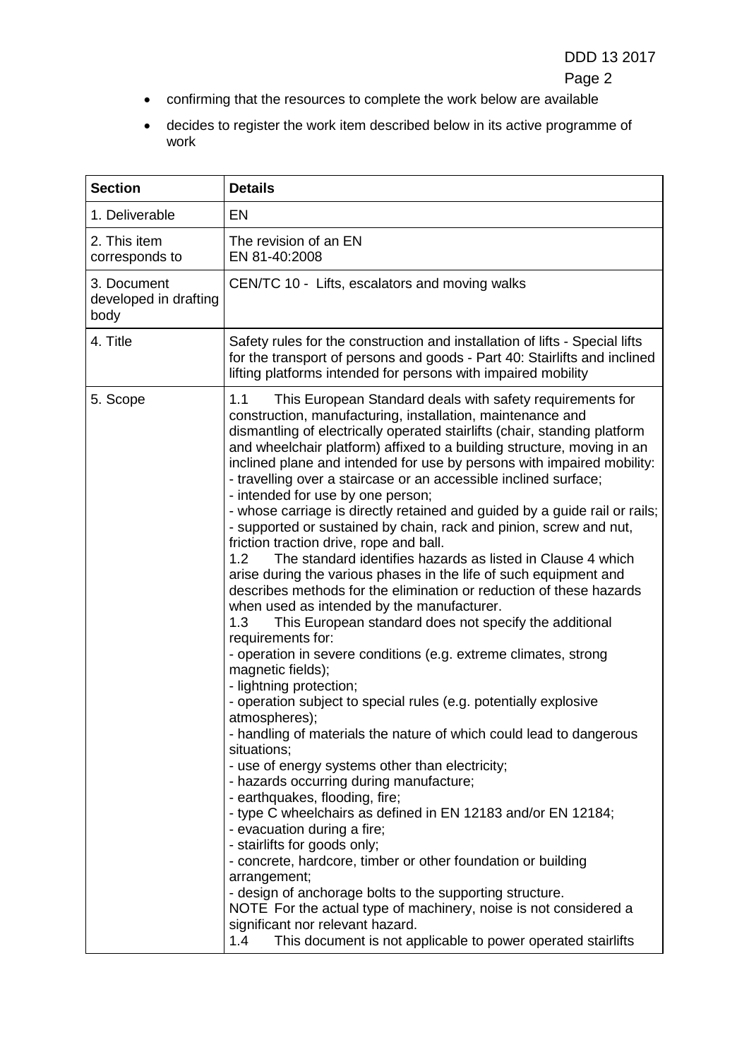- confirming that the resources to complete the work below are available
- decides to register the work item described below in its active programme of work

| Section | Details |
|---|---|
| 1. Deliverable | EN |
| 2. This item corresponds to | The revision of an EN<br>EN 81-40:2008 |
| 3. Document developed in drafting body | CEN/TC 10 - Lifts, escalators and moving walks |
| 4. Title | Safety rules for the construction and installation of lifts - Special lifts for the transport of persons and goods - Part 40: Stairlifts and inclined lifting platforms intended for persons with impaired mobility |
| 5. Scope | 1.1 This European Standard deals with safety requirements for construction, manufacturing, installation, maintenance and dismantling of electrically operated stairlifts (chair, standing platform and wheelchair platform) affixed to a building structure, moving in an inclined plane and intended for use by persons with impaired mobility:<br>- travelling over a staircase or an accessible inclined surface;<br>- intended for use by one person;<br>- whose carriage is directly retained and guided by a guide rail or rails;<br>- supported or sustained by chain, rack and pinion, screw and nut, friction traction drive, rope and ball.<br>1.2 The standard identifies hazards as listed in Clause 4 which arise during the various phases in the life of such equipment and describes methods for the elimination or reduction of these hazards when used as intended by the manufacturer.<br>1.3 This European standard does not specify the additional requirements for:<br>- operation in severe conditions (e.g. extreme climates, strong magnetic fields);<br>- lightning protection;<br>- operation subject to special rules (e.g. potentially explosive atmospheres);<br>- handling of materials the nature of which could lead to dangerous situations;<br>- use of energy systems other than electricity;<br>- hazards occurring during manufacture;<br>- earthquakes, flooding, fire;<br>- type C wheelchairs as defined in EN 12183 and/or EN 12184;<br>- evacuation during a fire;<br>- stairlifts for goods only;<br>- concrete, hardcore, timber or other foundation or building arrangement;<br>- design of anchorage bolts to the supporting structure.<br>NOTE For the actual type of machinery, noise is not considered a significant nor relevant hazard.<br>1.4 This document is not applicable to power operated stairlifts |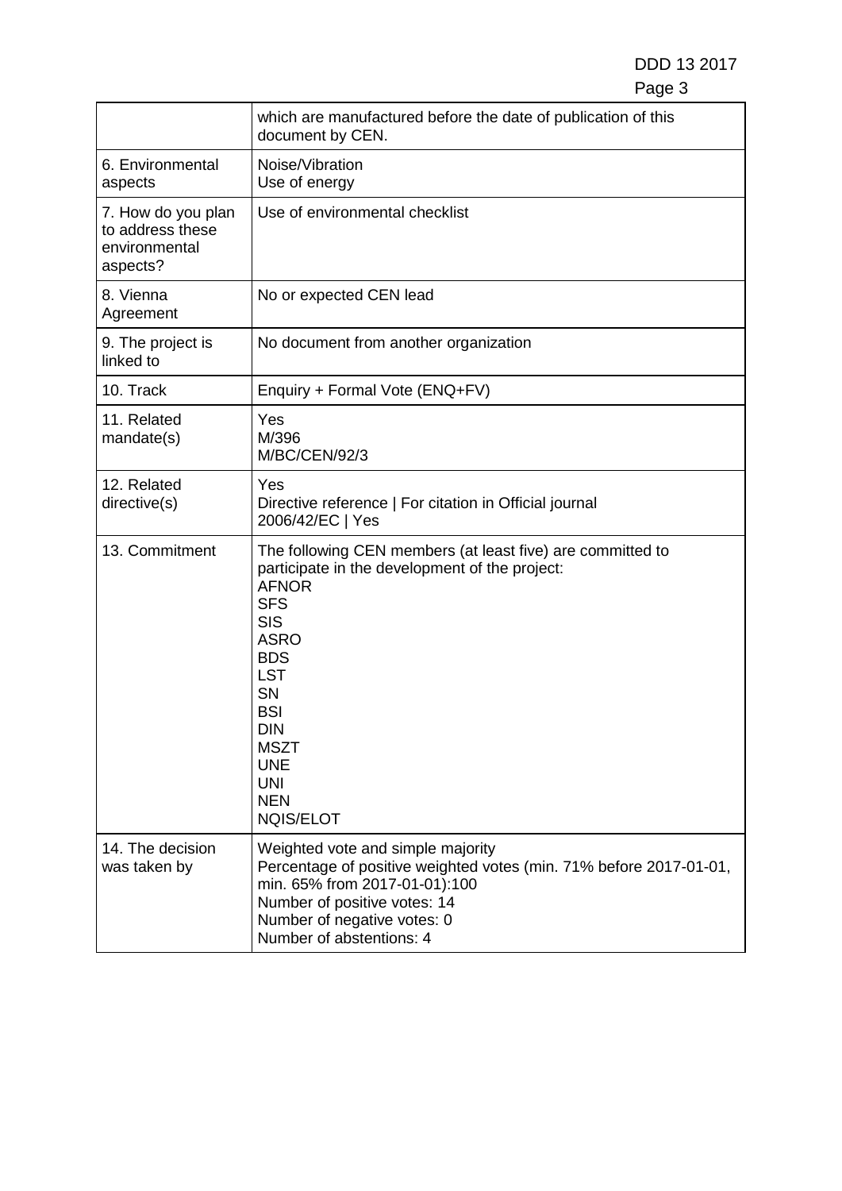| | |
|---|---|
| | which are manufactured before the date of publication of this document by CEN. |
| 6. Environmental aspects | Noise/Vibration<br>Use of energy |
| 7. How do you plan to address these environmental aspects? | Use of environmental checklist |
| 8. Vienna Agreement | No or expected CEN lead |
| 9. The project is linked to | No document from another organization |
| 10. Track | Enquiry + Formal Vote (ENQ+FV) |
| 11. Related mandate(s) | Yes<br>M/396<br>M/BC/CEN/92/3 |
| 12. Related directive(s) | Yes<br>Directive reference \| For citation in Official journal<br>2006/42/EC \| Yes |
| 13. Commitment | The following CEN members (at least five) are committed to participate in the development of the project:<br>AFNOR<br>SFS<br>SIS<br>ASRO<br>BDS<br>LST<br>SN<br>BSI<br>DIN<br>MSZT<br>UNE<br>UNI<br>NEN<br>NQIS/ELOT |
| 14. The decision was taken by | Weighted vote and simple majority<br>Percentage of positive weighted votes (min. 71% before 2017-01-01, min. 65% from 2017-01-01):100<br>Number of positive votes: 14<br>Number of negative votes: 0<br>Number of abstentions: 4 |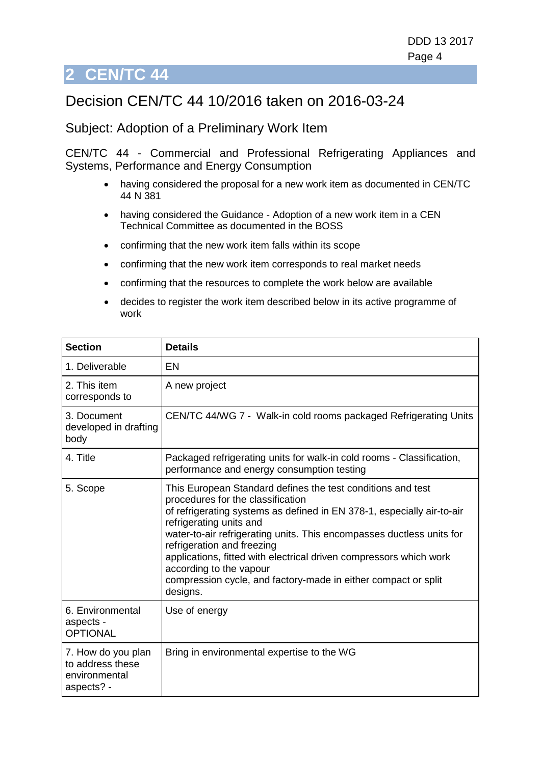## 2 CEN/TC 44

### Decision CEN/TC 44 10/2016 taken on 2016-03-24

#### Subject: Adoption of a Preliminary Work Item

CEN/TC 44 - Commercial and Professional Refrigerating Appliances and Systems, Performance and Energy Consumption

- having considered the proposal for a new work item as documented in CEN/TC 44 N 381
- having considered the Guidance - Adoption of a new work item in a CEN Technical Committee as documented in the BOSS
- confirming that the new work item falls within its scope
- confirming that the new work item corresponds to real market needs
- confirming that the resources to complete the work below are available
- decides to register the work item described below in its active programme of work

| Section | Details |
|---|---|
| 1. Deliverable | EN |
| 2. This item corresponds to | A new project |
| 3. Document developed in drafting body | CEN/TC 44/WG 7 - Walk-in cold rooms packaged Refrigerating Units |
| 4. Title | Packaged refrigerating units for walk-in cold rooms - Classification, performance and energy consumption testing |
| 5. Scope | This European Standard defines the test conditions and test procedures for the classification of refrigerating systems as defined in EN 378-1, especially air-to-air refrigerating units and water-to-air refrigerating units. This encompasses ductless units for refrigeration and freezing applications, fitted with electrical driven compressors which work according to the vapour compression cycle, and factory-made in either compact or split designs. |
| 6. Environmental aspects - OPTIONAL | Use of energy |
| 7. How do you plan to address these environmental aspects? - | Bring in environmental expertise to the WG |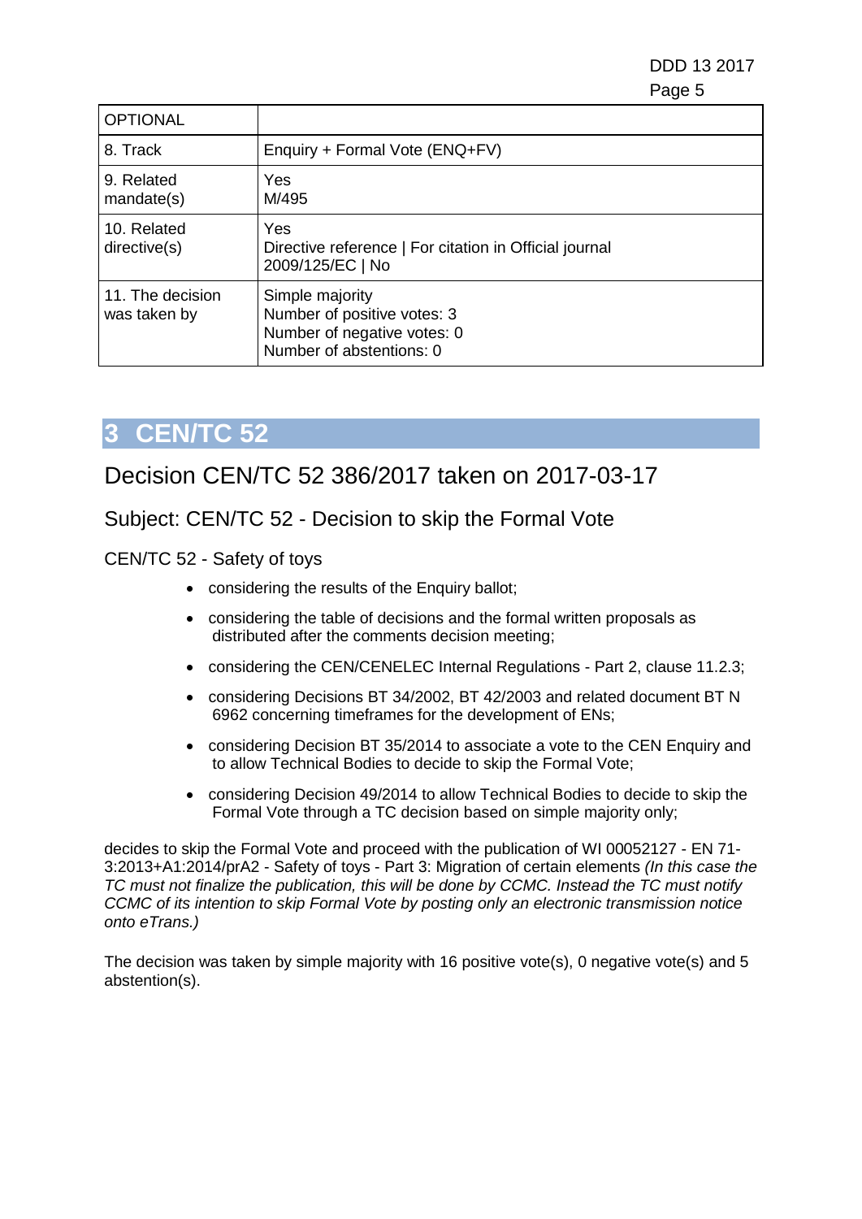| OPTIONAL | |
|---|---|
| 8. Track | Enquiry + Formal Vote (ENQ+FV) |
| 9. Related mandate(s) | Yes<br>M/495 |
| 10. Related directive(s) | Yes<br>Directive reference \| For citation in Official journal<br>2009/125/EC \| No |
| 11. The decision was taken by | Simple majority<br>Number of positive votes: 3<br>Number of negative votes: 0<br>Number of abstentions: 0 |

# 3 CEN/TC 52

## Decision CEN/TC 52 386/2017 taken on 2017-03-17

### Subject: CEN/TC 52 - Decision to skip the Formal Vote

CEN/TC 52 - Safety of toys

- considering the results of the Enquiry ballot;
- considering the table of decisions and the formal written proposals as distributed after the comments decision meeting;
- considering the CEN/CENELEC Internal Regulations - Part 2, clause 11.2.3;
- considering Decisions BT 34/2002, BT 42/2003 and related document BT N 6962 concerning timeframes for the development of ENs;
- considering Decision BT 35/2014 to associate a vote to the CEN Enquiry and to allow Technical Bodies to decide to skip the Formal Vote;
- considering Decision 49/2014 to allow Technical Bodies to decide to skip the Formal Vote through a TC decision based on simple majority only;

decides to skip the Formal Vote and proceed with the publication of WI 00052127 - EN 71-3:2013+A1:2014/prA2 - Safety of toys - Part 3: Migration of certain elements *(In this case the TC must not finalize the publication, this will be done by CCMC. Instead the TC must notify CCMC of its intention to skip Formal Vote by posting only an electronic transmission notice onto eTrans.)*

The decision was taken by simple majority with 16 positive vote(s), 0 negative vote(s) and 5 abstention(s).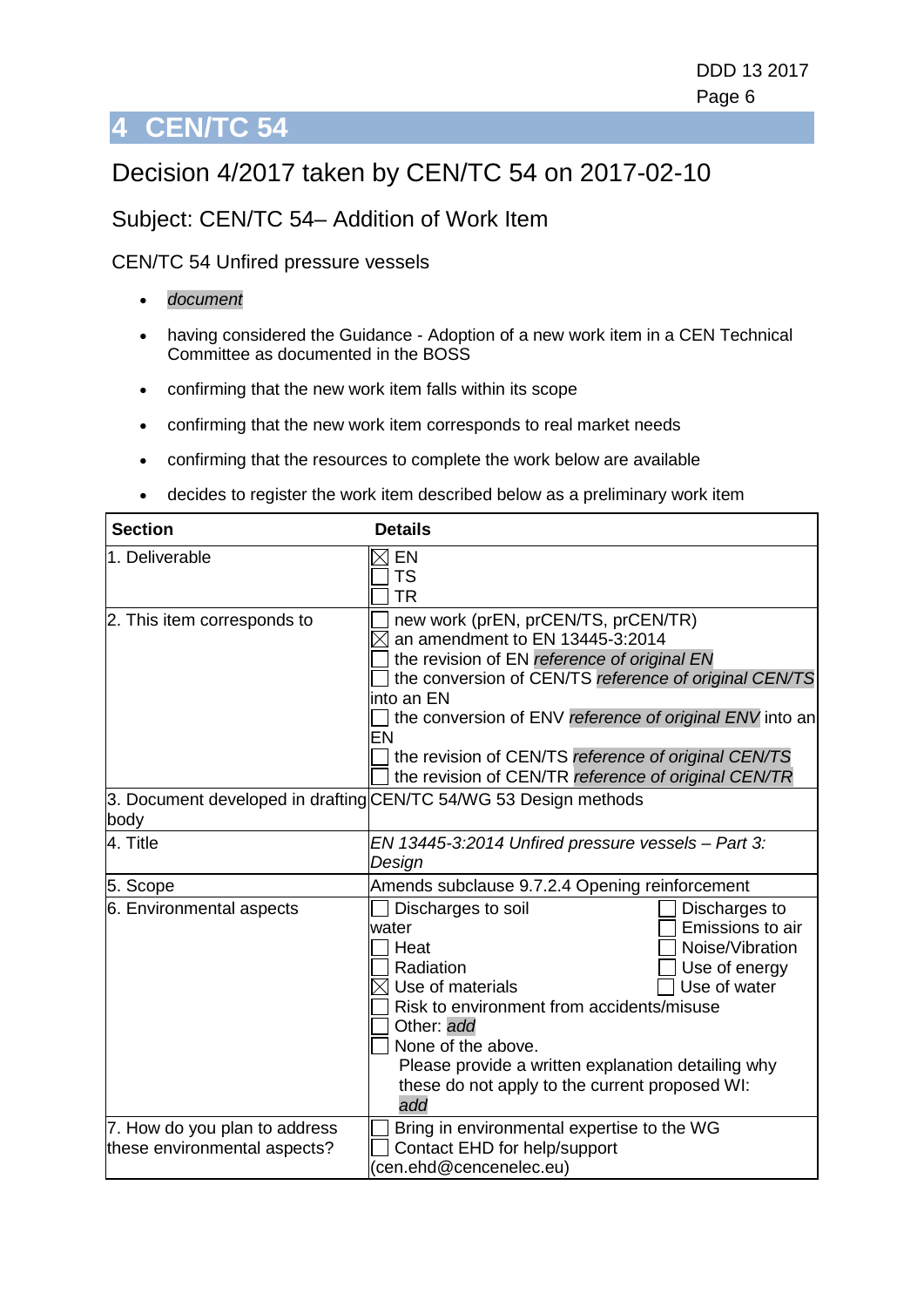# 4 CEN/TC 54

## Decision 4/2017 taken by CEN/TC 54 on 2017-02-10

### Subject: CEN/TC 54– Addition of Work Item

CEN/TC 54 Unfired pressure vessels

- *document*
- having considered the Guidance - Adoption of a new work item in a CEN Technical Committee as documented in the BOSS
- confirming that the new work item falls within its scope
- confirming that the new work item corresponds to real market needs
- confirming that the resources to complete the work below are available
- decides to register the work item described below as a preliminary work item

| Section | Details |
|---|---|
| 1. Deliverable | ☒ EN<br>☐ TS<br>☐ TR |
| 2. This item corresponds to | ☐ new work (prEN, prCEN/TS, prCEN/TR)<br>☒ an amendment to EN 13445-3:2014<br>☐ the revision of EN *reference of original EN*<br>☐ the conversion of CEN/TS *reference of original CEN/TS* into an EN<br>☐ the conversion of ENV *reference of original ENV* into an EN<br>☐ the revision of CEN/TS *reference of original CEN/TS*<br>☐ the revision of CEN/TR *reference of original CEN/TR* |
| 3. Document developed in drafting body | CEN/TC 54/WG 53 Design methods |
| 4. Title | *EN 13445-3:2014 Unfired pressure vessels – Part 3: Design* |
| 5. Scope | Amends subclause 9.7.2.4 Opening reinforcement |
| 6. Environmental aspects | ☐ Discharges to soil<br>☐ Discharges to water<br>☐ Emissions to air<br>☐ Heat<br>☐ Noise/Vibration<br>☐ Radiation<br>☐ Use of energy<br>☒ Use of materials<br>☐ Use of water<br>☐ Risk to environment from accidents/misuse<br>☐ Other: *add*<br>☐ None of the above.<br>Please provide a written explanation detailing why these do not apply to the current proposed WI: *add* |
| 7. How do you plan to address these environmental aspects? | ☐ Bring in environmental expertise to the WG<br>☐ Contact EHD for help/support (cen.ehd@cencenelec.eu) |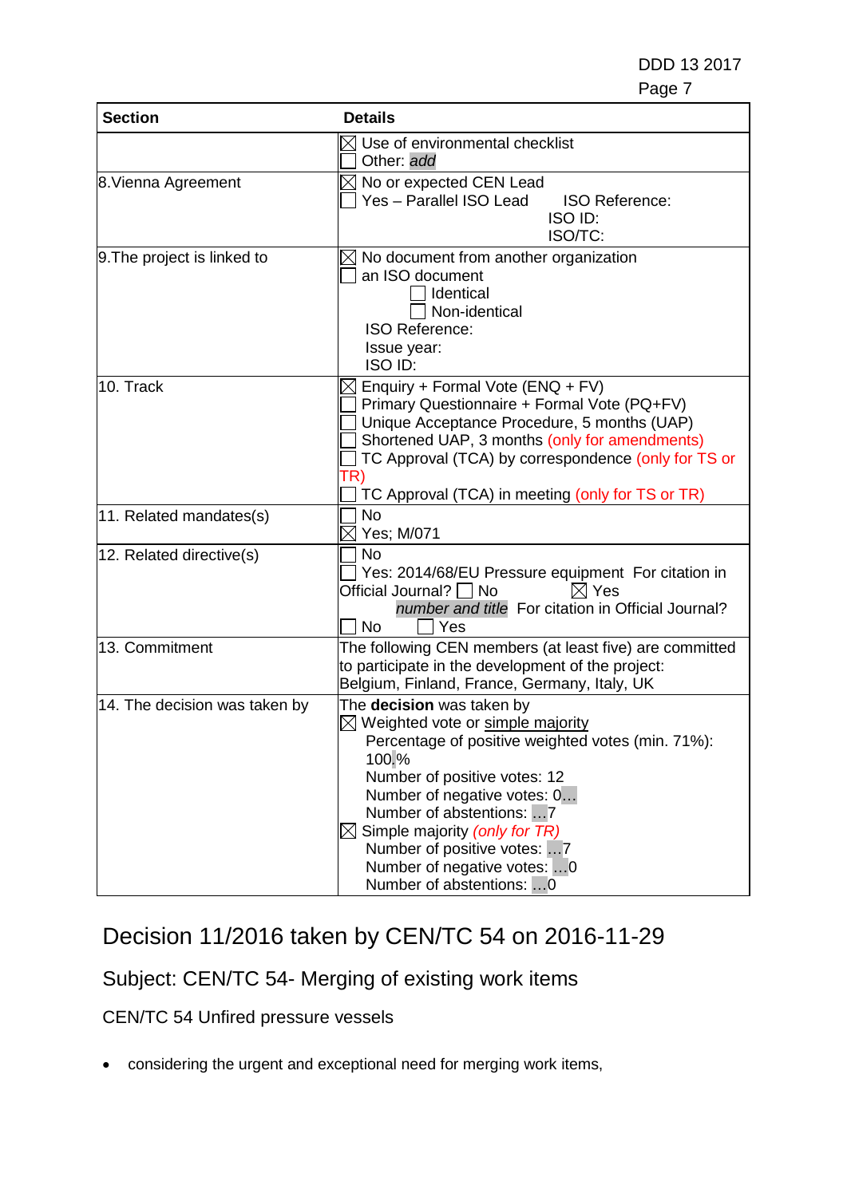| Section | Details |
|---|---|
| | ☒ Use of environmental checklist<br>☐ Other: *add* |
| 8.Vienna Agreement | ☒ No or expected CEN Lead<br>☐ Yes – Parallel ISO Lead ISO Reference:<br>ISO ID:<br>ISO/TC: |
| 9.The project is linked to | ☒ No document from another organization<br>☐ an ISO document<br>☐ Identical<br>☐ Non-identical<br>ISO Reference:<br>Issue year:<br>ISO ID: |
| 10. Track | ☒ Enquiry + Formal Vote (ENQ + FV)<br>☐ Primary Questionnaire + Formal Vote (PQ+FV)<br>☐ Unique Acceptance Procedure, 5 months (UAP)<br>☐ Shortened UAP, 3 months (only for amendments)<br>☐ TC Approval (TCA) by correspondence (only for TS or TR)<br>☐ TC Approval (TCA) in meeting (only for TS or TR) |
| 11. Related mandates(s) | ☐ No<br>☒ Yes; M/071 |
| 12. Related directive(s) | ☐ No<br>☐ Yes: 2014/68/EU Pressure equipment For citation in Official Journal? ☐ No ☒ Yes<br>*number and title* For citation in Official Journal?<br>☐ No ☐ Yes |
| 13. Commitment | The following CEN members (at least five) are committed to participate in the development of the project:<br>Belgium, Finland, France, Germany, Italy, UK |
| 14. The decision was taken by | The **decision** was taken by<br>☒ Weighted vote or simple majority<br>Percentage of positive weighted votes (min. 71%): 100.%<br>Number of positive votes: 12<br>Number of negative votes: 0…<br>Number of abstentions: …7<br>☒ Simple majority *(only for TR)*<br>Number of positive votes: …7<br>Number of negative votes: …0<br>Number of abstentions: …0 |

# Decision 11/2016 taken by CEN/TC 54 on 2016-11-29

## Subject: CEN/TC 54- Merging of existing work items

CEN/TC 54 Unfired pressure vessels

- considering the urgent and exceptional need for merging work items,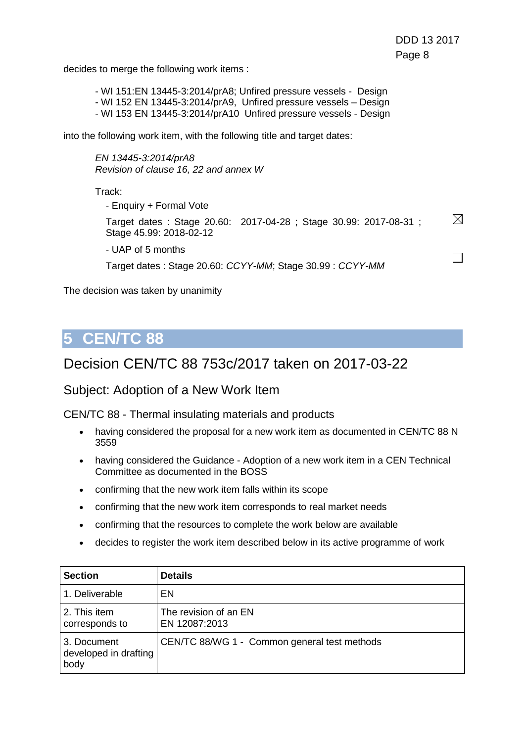decides to merge the following work items :

- WI 151:EN 13445-3:2014/prA8; Unfired pressure vessels - Design
- WI 152 EN 13445-3:2014/prA9, Unfired pressure vessels – Design
- WI 153 EN 13445-3:2014/prA10 Unfired pressure vessels - Design

into the following work item, with the following title and target dates:

*EN 13445-3:2014/prA8*
*Revision of clause 16, 22 and annex W*

Track:

- Enquiry + Formal Vote ☒

  Target dates : Stage 20.60: 2017-04-28 ; Stage 30.99: 2017-08-31 ; Stage 45.99: 2018-02-12

- UAP of 5 months ☐

  Target dates : Stage 20.60: *CCYY-MM*; Stage 30.99 : *CCYY-MM*

The decision was taken by unanimity

# 5 CEN/TC 88

## Decision CEN/TC 88 753c/2017 taken on 2017-03-22

### Subject: Adoption of a New Work Item

CEN/TC 88 - Thermal insulating materials and products

- having considered the proposal for a new work item as documented in CEN/TC 88 N 3559
- having considered the Guidance - Adoption of a new work item in a CEN Technical Committee as documented in the BOSS
- confirming that the new work item falls within its scope
- confirming that the new work item corresponds to real market needs
- confirming that the resources to complete the work below are available
- decides to register the work item described below in its active programme of work

| **Section** | **Details** |
|---|---|
| 1. Deliverable | EN |
| 2. This item corresponds to | The revision of an EN<br>EN 12087:2013 |
| 3. Document developed in drafting body | CEN/TC 88/WG 1 - Common general test methods |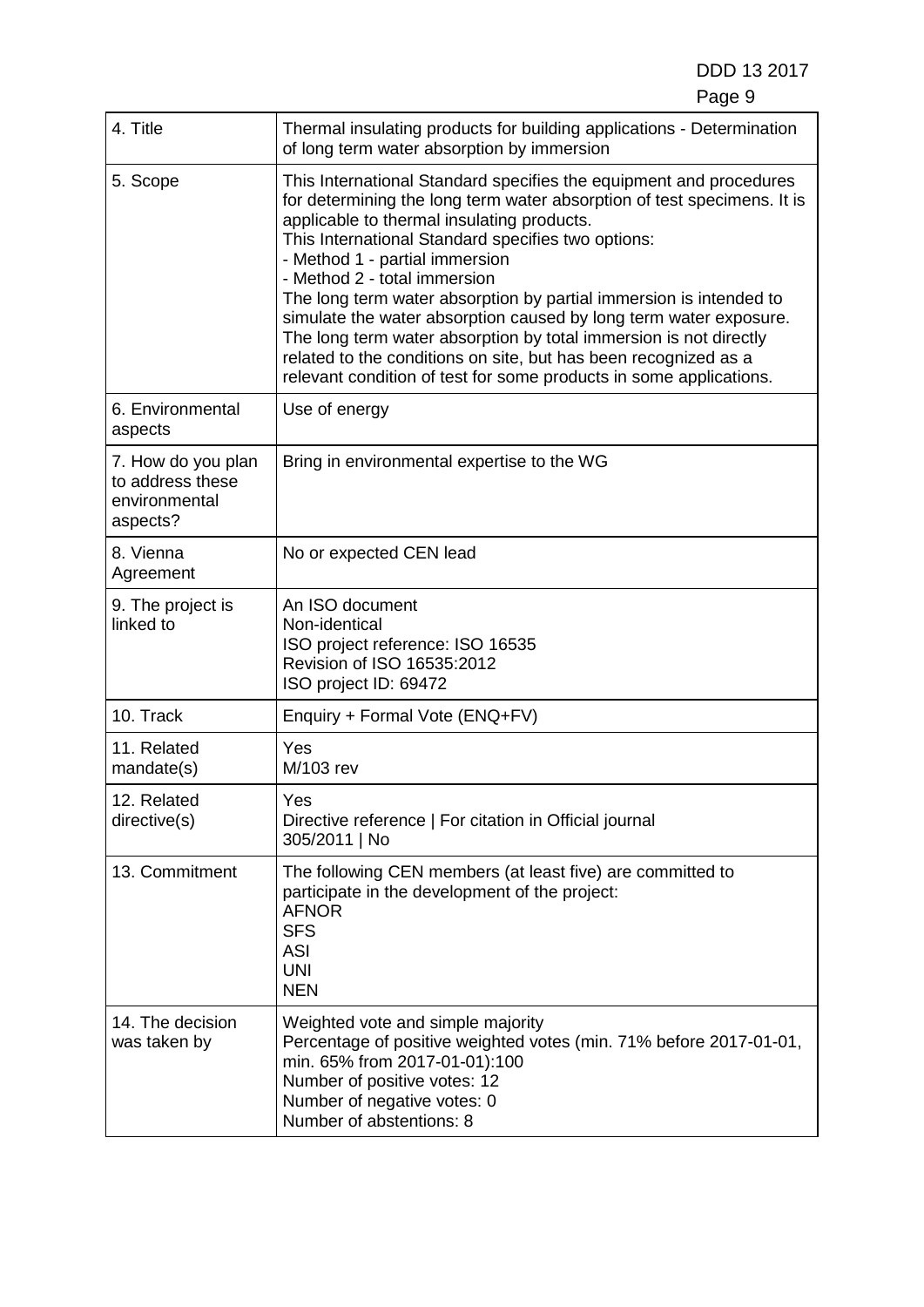| 4. Title | Thermal insulating products for building applications - Determination of long term water absorption by immersion |
|---|---|
| 5. Scope | This International Standard specifies the equipment and procedures for determining the long term water absorption of test specimens. It is applicable to thermal insulating products.<br>This International Standard specifies two options:<br>- Method 1 - partial immersion<br>- Method 2 - total immersion<br>The long term water absorption by partial immersion is intended to simulate the water absorption caused by long term water exposure. The long term water absorption by total immersion is not directly related to the conditions on site, but has been recognized as a relevant condition of test for some products in some applications. |
| 6. Environmental aspects | Use of energy |
| 7. How do you plan to address these environmental aspects? | Bring in environmental expertise to the WG |
| 8. Vienna Agreement | No or expected CEN lead |
| 9. The project is linked to | An ISO document<br>Non-identical<br>ISO project reference: ISO 16535<br>Revision of ISO 16535:2012<br>ISO project ID: 69472 |
| 10. Track | Enquiry + Formal Vote (ENQ+FV) |
| 11. Related mandate(s) | Yes<br>M/103 rev |
| 12. Related directive(s) | Yes<br>Directive reference \| For citation in Official journal<br>305/2011 \| No |
| 13. Commitment | The following CEN members (at least five) are committed to participate in the development of the project:<br>AFNOR<br>SFS<br>ASI<br>UNI<br>NEN |
| 14. The decision was taken by | Weighted vote and simple majority<br>Percentage of positive weighted votes (min. 71% before 2017-01-01, min. 65% from 2017-01-01):100<br>Number of positive votes: 12<br>Number of negative votes: 0<br>Number of abstentions: 8 |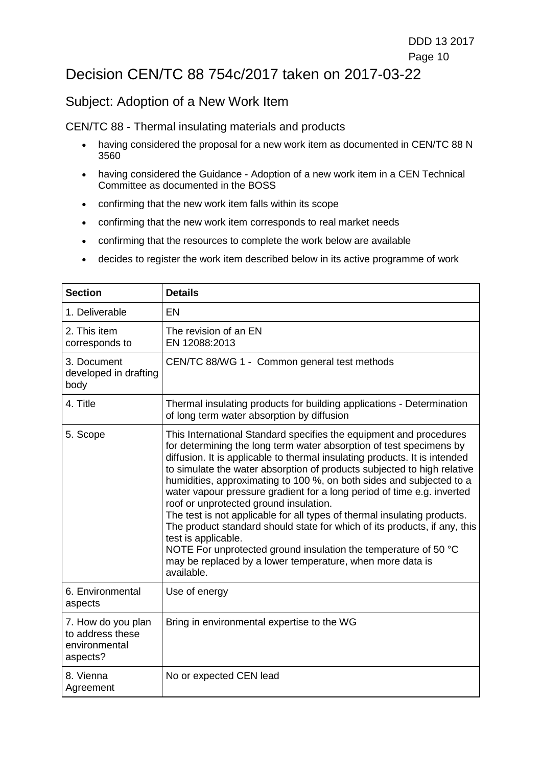# Decision CEN/TC 88 754c/2017 taken on 2017-03-22

## Subject: Adoption of a New Work Item

CEN/TC 88 - Thermal insulating materials and products

- having considered the proposal for a new work item as documented in CEN/TC 88 N 3560
- having considered the Guidance - Adoption of a new work item in a CEN Technical Committee as documented in the BOSS
- confirming that the new work item falls within its scope
- confirming that the new work item corresponds to real market needs
- confirming that the resources to complete the work below are available
- decides to register the work item described below in its active programme of work

| Section | Details |
|---|---|
| 1. Deliverable | EN |
| 2. This item corresponds to | The revision of an EN<br>EN 12088:2013 |
| 3. Document developed in drafting body | CEN/TC 88/WG 1 - Common general test methods |
| 4. Title | Thermal insulating products for building applications - Determination of long term water absorption by diffusion |
| 5. Scope | This International Standard specifies the equipment and procedures for determining the long term water absorption of test specimens by diffusion. It is applicable to thermal insulating products. It is intended to simulate the water absorption of products subjected to high relative humidities, approximating to 100 %, on both sides and subjected to a water vapour pressure gradient for a long period of time e.g. inverted roof or unprotected ground insulation.<br>The test is not applicable for all types of thermal insulating products. The product standard should state for which of its products, if any, this test is applicable.<br>NOTE For unprotected ground insulation the temperature of 50 °C may be replaced by a lower temperature, when more data is available. |
| 6. Environmental aspects | Use of energy |
| 7. How do you plan to address these environmental aspects? | Bring in environmental expertise to the WG |
| 8. Vienna Agreement | No or expected CEN lead |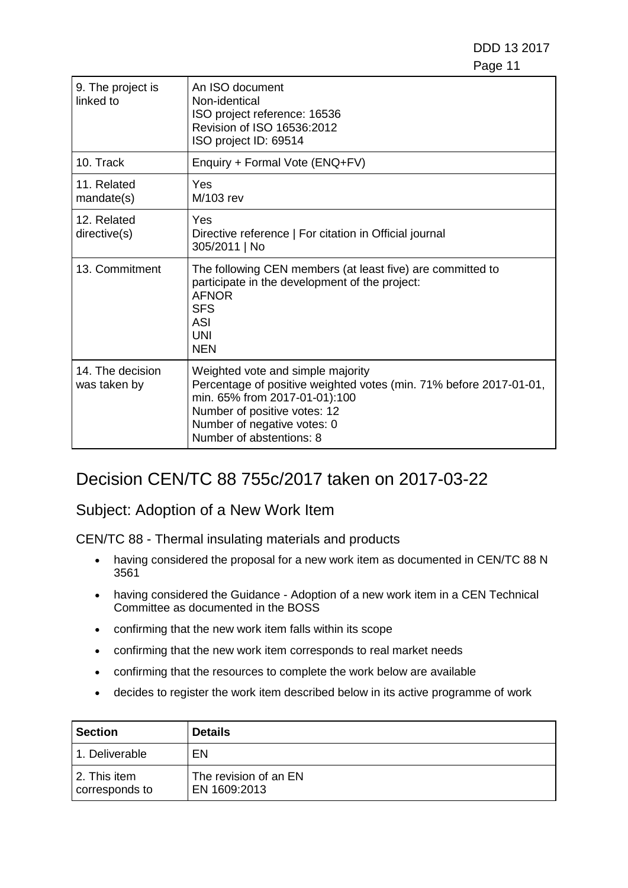| | |
|---|---|
| 9. The project is linked to | An ISO document<br>Non-identical<br>ISO project reference: 16536<br>Revision of ISO 16536:2012<br>ISO project ID: 69514 |
| 10. Track | Enquiry + Formal Vote (ENQ+FV) |
| 11. Related mandate(s) | Yes<br>M/103 rev |
| 12. Related directive(s) | Yes<br>Directive reference \| For citation in Official journal<br>305/2011 \| No |
| 13. Commitment | The following CEN members (at least five) are committed to participate in the development of the project:<br>AFNOR<br>SFS<br>ASI<br>UNI<br>NEN |
| 14. The decision was taken by | Weighted vote and simple majority<br>Percentage of positive weighted votes (min. 71% before 2017-01-01, min. 65% from 2017-01-01):100<br>Number of positive votes: 12<br>Number of negative votes: 0<br>Number of abstentions: 8 |

# Decision CEN/TC 88 755c/2017 taken on 2017-03-22

## Subject: Adoption of a New Work Item

CEN/TC 88 - Thermal insulating materials and products

- having considered the proposal for a new work item as documented in CEN/TC 88 N 3561
- having considered the Guidance - Adoption of a new work item in a CEN Technical Committee as documented in the BOSS
- confirming that the new work item falls within its scope
- confirming that the new work item corresponds to real market needs
- confirming that the resources to complete the work below are available
- decides to register the work item described below in its active programme of work

| Section | Details |
|---|---|
| 1. Deliverable | EN |
| 2. This item corresponds to | The revision of an EN<br>EN 1609:2013 |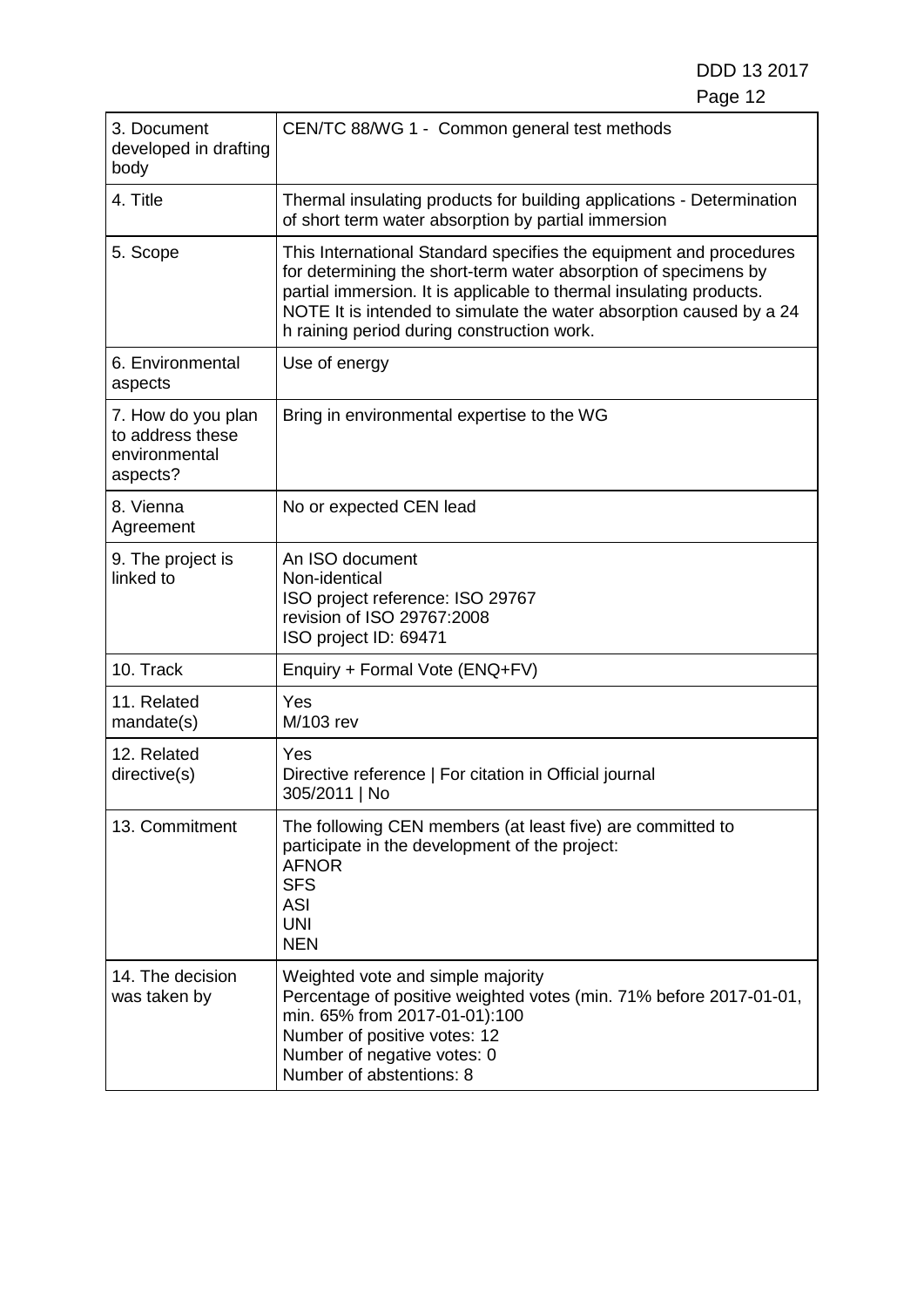| | |
|---|---|
| 3. Document developed in drafting body | CEN/TC 88/WG 1 - Common general test methods |
| 4. Title | Thermal insulating products for building applications - Determination of short term water absorption by partial immersion |
| 5. Scope | This International Standard specifies the equipment and procedures for determining the short-term water absorption of specimens by partial immersion. It is applicable to thermal insulating products. NOTE It is intended to simulate the water absorption caused by a 24 h raining period during construction work. |
| 6. Environmental aspects | Use of energy |
| 7. How do you plan to address these environmental aspects? | Bring in environmental expertise to the WG |
| 8. Vienna Agreement | No or expected CEN lead |
| 9. The project is linked to | An ISO document<br>Non-identical<br>ISO project reference: ISO 29767<br>revision of ISO 29767:2008<br>ISO project ID: 69471 |
| 10. Track | Enquiry + Formal Vote (ENQ+FV) |
| 11. Related mandate(s) | Yes<br>M/103 rev |
| 12. Related directive(s) | Yes<br>Directive reference \| For citation in Official journal<br>305/2011 \| No |
| 13. Commitment | The following CEN members (at least five) are committed to participate in the development of the project:<br>AFNOR<br>SFS<br>ASI<br>UNI<br>NEN |
| 14. The decision was taken by | Weighted vote and simple majority<br>Percentage of positive weighted votes (min. 71% before 2017-01-01, min. 65% from 2017-01-01):100<br>Number of positive votes: 12<br>Number of negative votes: 0<br>Number of abstentions: 8 |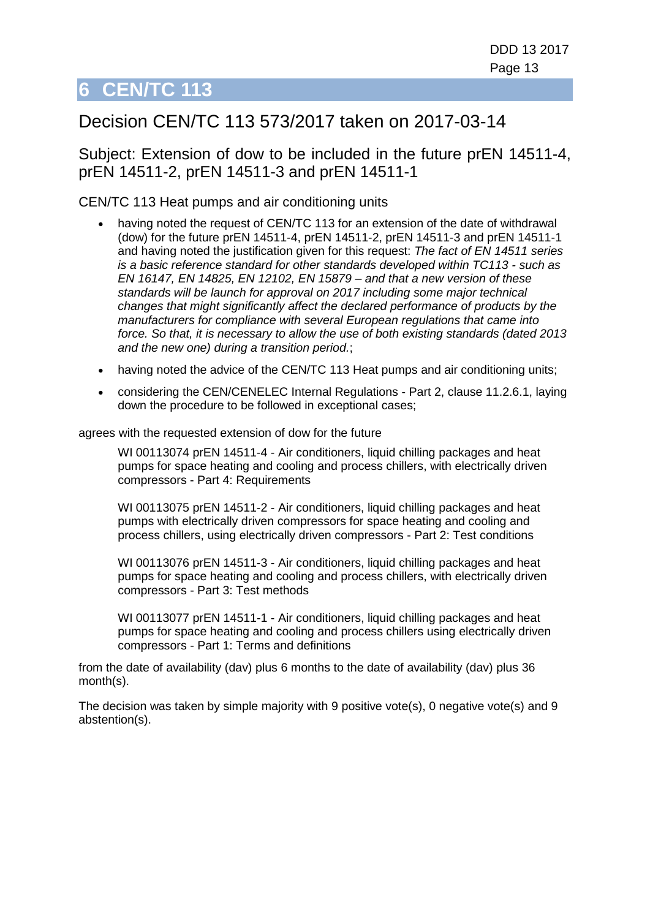# 6 CEN/TC 113

## Decision CEN/TC 113 573/2017 taken on 2017-03-14

### Subject: Extension of dow to be included in the future prEN 14511-4, prEN 14511-2, prEN 14511-3 and prEN 14511-1

CEN/TC 113 Heat pumps and air conditioning units

- having noted the request of CEN/TC 113 for an extension of the date of withdrawal (dow) for the future prEN 14511-4, prEN 14511-2, prEN 14511-3 and prEN 14511-1 and having noted the justification given for this request: *The fact of EN 14511 series is a basic reference standard for other standards developed within TC113 - such as EN 16147, EN 14825, EN 12102, EN 15879 – and that a new version of these standards will be launch for approval on 2017 including some major technical changes that might significantly affect the declared performance of products by the manufacturers for compliance with several European regulations that came into force. So that, it is necessary to allow the use of both existing standards (dated 2013 and the new one) during a transition period.*;
- having noted the advice of the CEN/TC 113 Heat pumps and air conditioning units;
- considering the CEN/CENELEC Internal Regulations - Part 2, clause 11.2.6.1, laying down the procedure to be followed in exceptional cases;

agrees with the requested extension of dow for the future

> WI 00113074 prEN 14511-4 - Air conditioners, liquid chilling packages and heat pumps for space heating and cooling and process chillers, with electrically driven compressors - Part 4: Requirements
>
> WI 00113075 prEN 14511-2 - Air conditioners, liquid chilling packages and heat pumps with electrically driven compressors for space heating and cooling and process chillers, using electrically driven compressors - Part 2: Test conditions
>
> WI 00113076 prEN 14511-3 - Air conditioners, liquid chilling packages and heat pumps for space heating and cooling and process chillers, with electrically driven compressors - Part 3: Test methods
>
> WI 00113077 prEN 14511-1 - Air conditioners, liquid chilling packages and heat pumps for space heating and cooling and process chillers using electrically driven compressors - Part 1: Terms and definitions

from the date of availability (dav) plus 6 months to the date of availability (dav) plus 36 month(s).

The decision was taken by simple majority with 9 positive vote(s), 0 negative vote(s) and 9 abstention(s).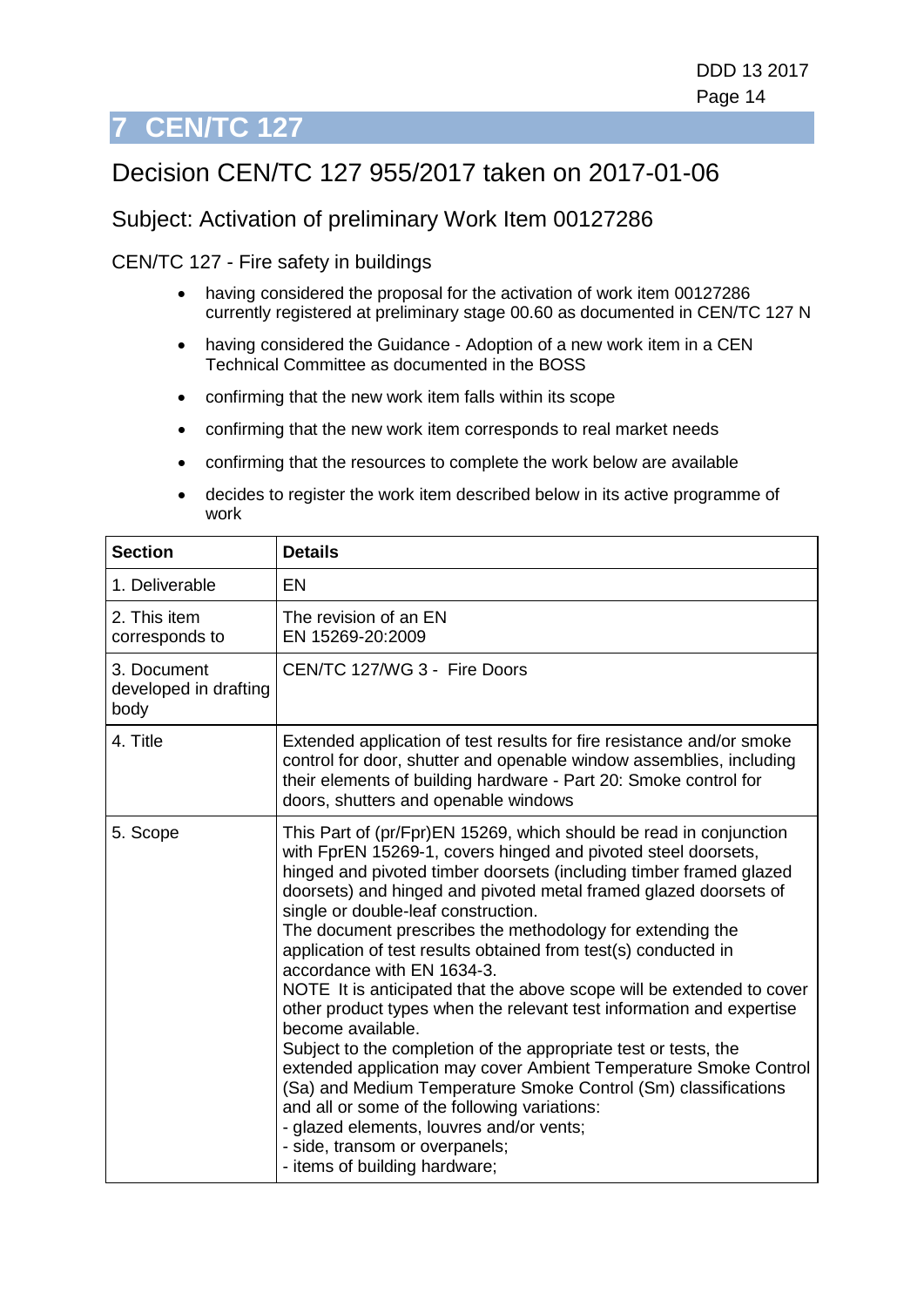# 7 CEN/TC 127

## Decision CEN/TC 127 955/2017 taken on 2017-01-06

### Subject: Activation of preliminary Work Item 00127286

CEN/TC 127 - Fire safety in buildings

- having considered the proposal for the activation of work item 00127286 currently registered at preliminary stage 00.60 as documented in CEN/TC 127 N
- having considered the Guidance - Adoption of a new work item in a CEN Technical Committee as documented in the BOSS
- confirming that the new work item falls within its scope
- confirming that the new work item corresponds to real market needs
- confirming that the resources to complete the work below are available
- decides to register the work item described below in its active programme of work

| Section | Details |
|---|---|
| 1. Deliverable | EN |
| 2. This item corresponds to | The revision of an EN<br>EN 15269-20:2009 |
| 3. Document developed in drafting body | CEN/TC 127/WG 3 - Fire Doors |
| 4. Title | Extended application of test results for fire resistance and/or smoke control for door, shutter and openable window assemblies, including their elements of building hardware - Part 20: Smoke control for doors, shutters and openable windows |
| 5. Scope | This Part of (pr/Fpr)EN 15269, which should be read in conjunction with FprEN 15269-1, covers hinged and pivoted steel doorsets, hinged and pivoted timber doorsets (including timber framed glazed doorsets) and hinged and pivoted metal framed glazed doorsets of single or double-leaf construction.<br>The document prescribes the methodology for extending the application of test results obtained from test(s) conducted in accordance with EN 1634-3.<br>NOTE It is anticipated that the above scope will be extended to cover other product types when the relevant test information and expertise become available.<br>Subject to the completion of the appropriate test or tests, the extended application may cover Ambient Temperature Smoke Control (Sa) and Medium Temperature Smoke Control (Sm) classifications and all or some of the following variations:<br>- glazed elements, louvres and/or vents;<br>- side, transom or overpanels;<br>- items of building hardware; |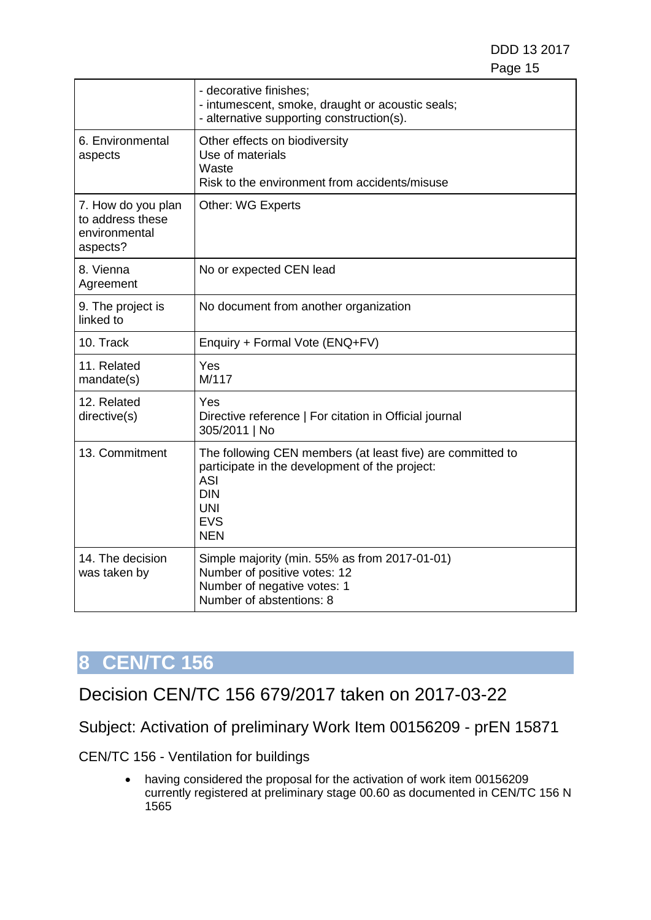| | |
|---|---|
| | - decorative finishes;<br>- intumescent, smoke, draught or acoustic seals;<br>- alternative supporting construction(s). |
| 6. Environmental aspects | Other effects on biodiversity<br>Use of materials<br>Waste<br>Risk to the environment from accidents/misuse |
| 7. How do you plan to address these environmental aspects? | Other: WG Experts |
| 8. Vienna Agreement | No or expected CEN lead |
| 9. The project is linked to | No document from another organization |
| 10. Track | Enquiry + Formal Vote (ENQ+FV) |
| 11. Related mandate(s) | Yes<br>M/117 |
| 12. Related directive(s) | Yes<br>Directive reference \| For citation in Official journal<br>305/2011 \| No |
| 13. Commitment | The following CEN members (at least five) are committed to participate in the development of the project:<br>ASI<br>DIN<br>UNI<br>EVS<br>NEN |
| 14. The decision was taken by | Simple majority (min. 55% as from 2017-01-01)<br>Number of positive votes: 12<br>Number of negative votes: 1<br>Number of abstentions: 8 |

# 8 CEN/TC 156

## Decision CEN/TC 156 679/2017 taken on 2017-03-22

### Subject: Activation of preliminary Work Item 00156209 - prEN 15871

CEN/TC 156 - Ventilation for buildings

- having considered the proposal for the activation of work item 00156209 currently registered at preliminary stage 00.60 as documented in CEN/TC 156 N 1565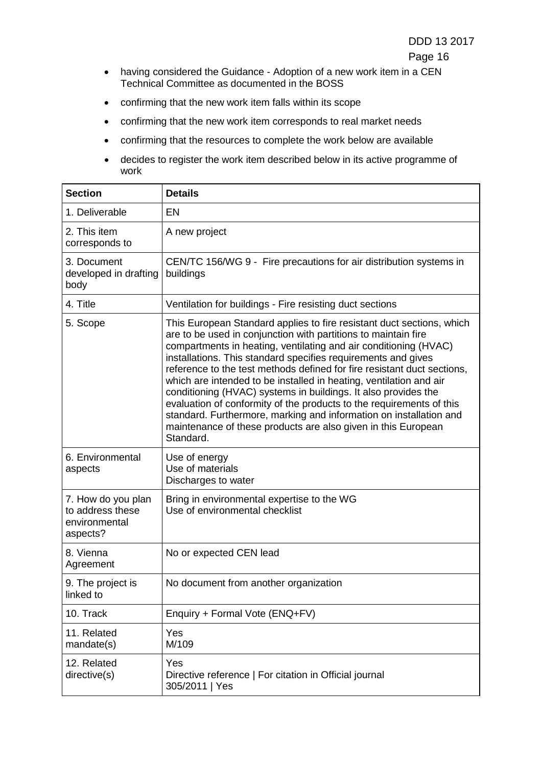- having considered the Guidance - Adoption of a new work item in a CEN Technical Committee as documented in the BOSS
- confirming that the new work item falls within its scope
- confirming that the new work item corresponds to real market needs
- confirming that the resources to complete the work below are available
- decides to register the work item described below in its active programme of work

| **Section** | **Details** |
|---|---|
| 1. Deliverable | EN |
| 2. This item corresponds to | A new project |
| 3. Document developed in drafting body | CEN/TC 156/WG 9 - Fire precautions for air distribution systems in buildings |
| 4. Title | Ventilation for buildings - Fire resisting duct sections |
| 5. Scope | This European Standard applies to fire resistant duct sections, which are to be used in conjunction with partitions to maintain fire compartments in heating, ventilating and air conditioning (HVAC) installations. This standard specifies requirements and gives reference to the test methods defined for fire resistant duct sections, which are intended to be installed in heating, ventilation and air conditioning (HVAC) systems in buildings. It also provides the evaluation of conformity of the products to the requirements of this standard. Furthermore, marking and information on installation and maintenance of these products are also given in this European Standard. |
| 6. Environmental aspects | Use of energy<br>Use of materials<br>Discharges to water |
| 7. How do you plan to address these environmental aspects? | Bring in environmental expertise to the WG<br>Use of environmental checklist |
| 8. Vienna Agreement | No or expected CEN lead |
| 9. The project is linked to | No document from another organization |
| 10. Track | Enquiry + Formal Vote (ENQ+FV) |
| 11. Related mandate(s) | Yes<br>M/109 |
| 12. Related directive(s) | Yes<br>Directive reference \| For citation in Official journal<br>305/2011 \| Yes |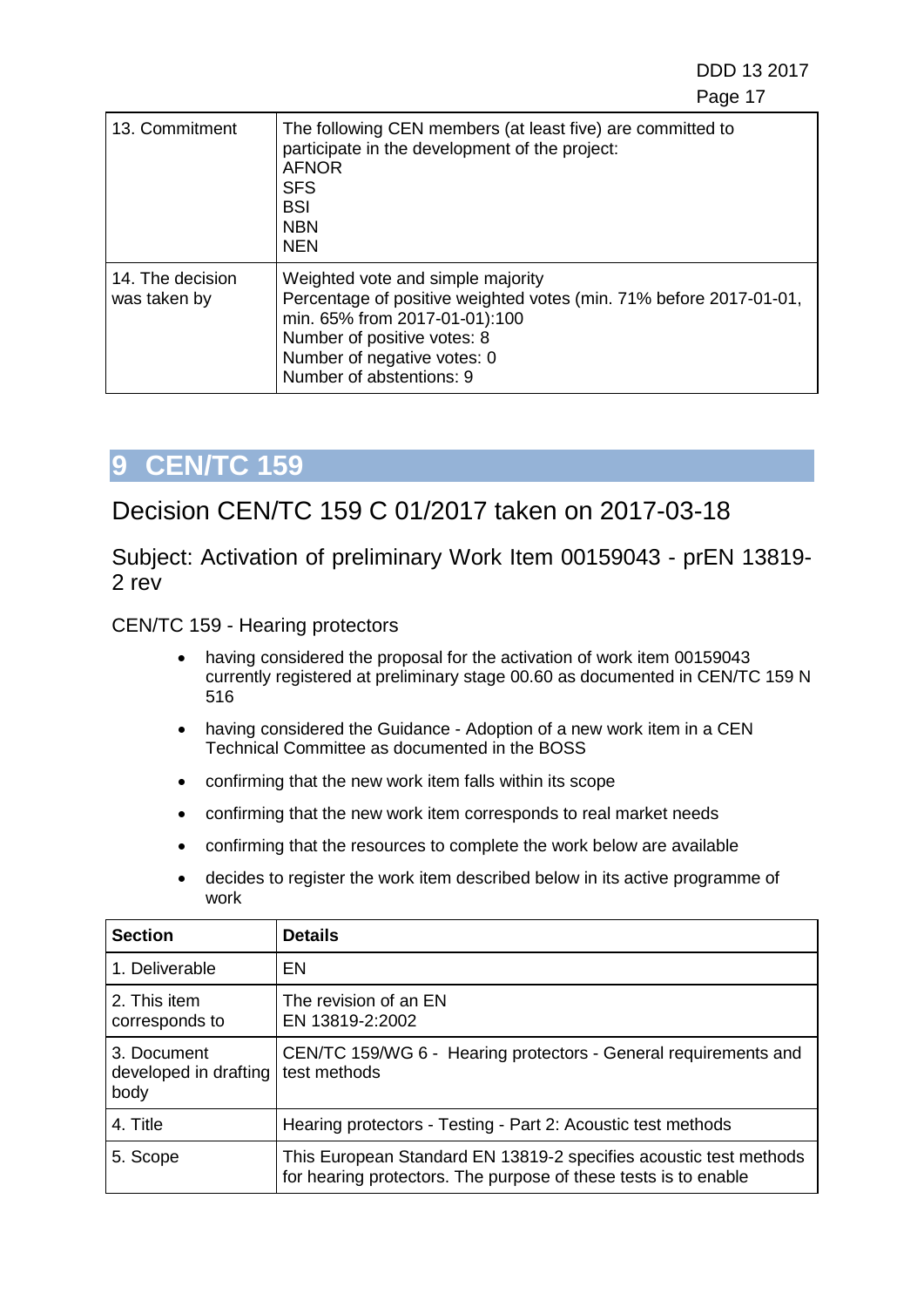| | |
|---|---|
| 13. Commitment | The following CEN members (at least five) are committed to participate in the development of the project:<br>AFNOR<br>SFS<br>BSI<br>NBN<br>NEN |
| 14. The decision was taken by | Weighted vote and simple majority<br>Percentage of positive weighted votes (min. 71% before 2017-01-01, min. 65% from 2017-01-01):100<br>Number of positive votes: 8<br>Number of negative votes: 0<br>Number of abstentions: 9 |

# 9 CEN/TC 159

## Decision CEN/TC 159 C 01/2017 taken on 2017-03-18

### Subject: Activation of preliminary Work Item 00159043 - prEN 13819-2 rev

CEN/TC 159 - Hearing protectors

- having considered the proposal for the activation of work item 00159043 currently registered at preliminary stage 00.60 as documented in CEN/TC 159 N 516
- having considered the Guidance - Adoption of a new work item in a CEN Technical Committee as documented in the BOSS
- confirming that the new work item falls within its scope
- confirming that the new work item corresponds to real market needs
- confirming that the resources to complete the work below are available
- decides to register the work item described below in its active programme of work

| Section | Details |
|---|---|
| 1. Deliverable | EN |
| 2. This item corresponds to | The revision of an EN<br>EN 13819-2:2002 |
| 3. Document developed in drafting body | CEN/TC 159/WG 6 - Hearing protectors - General requirements and test methods |
| 4. Title | Hearing protectors - Testing - Part 2: Acoustic test methods |
| 5. Scope | This European Standard EN 13819-2 specifies acoustic test methods for hearing protectors. The purpose of these tests is to enable |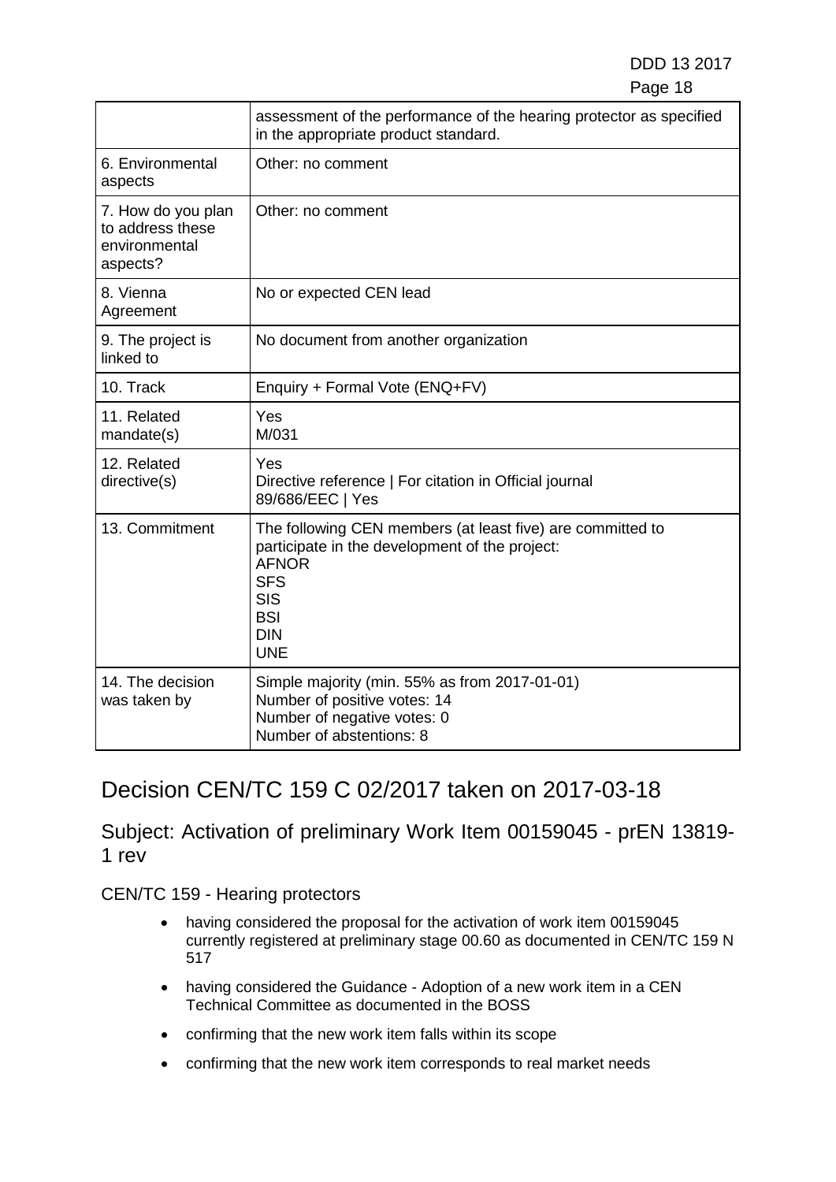| | |
|---|---|
| | assessment of the performance of the hearing protector as specified in the appropriate product standard. |
| 6. Environmental aspects | Other: no comment |
| 7. How do you plan to address these environmental aspects? | Other: no comment |
| 8. Vienna Agreement | No or expected CEN lead |
| 9. The project is linked to | No document from another organization |
| 10. Track | Enquiry + Formal Vote (ENQ+FV) |
| 11. Related mandate(s) | Yes<br>M/031 |
| 12. Related directive(s) | Yes<br>Directive reference \| For citation in Official journal<br>89/686/EEC \| Yes |
| 13. Commitment | The following CEN members (at least five) are committed to participate in the development of the project:<br>AFNOR<br>SFS<br>SIS<br>BSI<br>DIN<br>UNE |
| 14. The decision was taken by | Simple majority (min. 55% as from 2017-01-01)<br>Number of positive votes: 14<br>Number of negative votes: 0<br>Number of abstentions: 8 |

# Decision CEN/TC 159 C 02/2017 taken on 2017-03-18

## Subject: Activation of preliminary Work Item 00159045 - prEN 13819-1 rev

CEN/TC 159 - Hearing protectors

- having considered the proposal for the activation of work item 00159045 currently registered at preliminary stage 00.60 as documented in CEN/TC 159 N 517
- having considered the Guidance - Adoption of a new work item in a CEN Technical Committee as documented in the BOSS
- confirming that the new work item falls within its scope
- confirming that the new work item corresponds to real market needs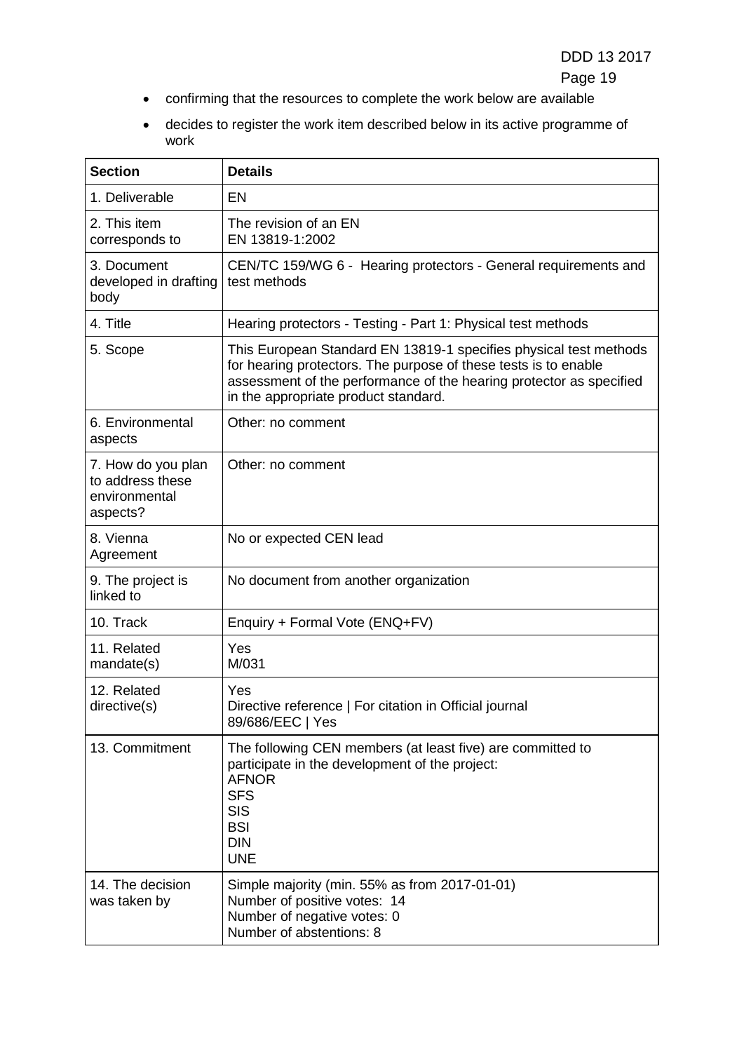- confirming that the resources to complete the work below are available
- decides to register the work item described below in its active programme of work

| Section | Details |
|---|---|
| 1. Deliverable | EN |
| 2. This item corresponds to | The revision of an EN<br>EN 13819-1:2002 |
| 3. Document developed in drafting body | CEN/TC 159/WG 6 - Hearing protectors - General requirements and test methods |
| 4. Title | Hearing protectors - Testing - Part 1: Physical test methods |
| 5. Scope | This European Standard EN 13819-1 specifies physical test methods for hearing protectors. The purpose of these tests is to enable assessment of the performance of the hearing protector as specified in the appropriate product standard. |
| 6. Environmental aspects | Other: no comment |
| 7. How do you plan to address these environmental aspects? | Other: no comment |
| 8. Vienna Agreement | No or expected CEN lead |
| 9. The project is linked to | No document from another organization |
| 10. Track | Enquiry + Formal Vote (ENQ+FV) |
| 11. Related mandate(s) | Yes<br>M/031 |
| 12. Related directive(s) | Yes<br>Directive reference \| For citation in Official journal<br>89/686/EEC \| Yes |
| 13. Commitment | The following CEN members (at least five) are committed to participate in the development of the project:<br>AFNOR<br>SFS<br>SIS<br>BSI<br>DIN<br>UNE |
| 14. The decision was taken by | Simple majority (min. 55% as from 2017-01-01)<br>Number of positive votes: 14<br>Number of negative votes: 0<br>Number of abstentions: 8 |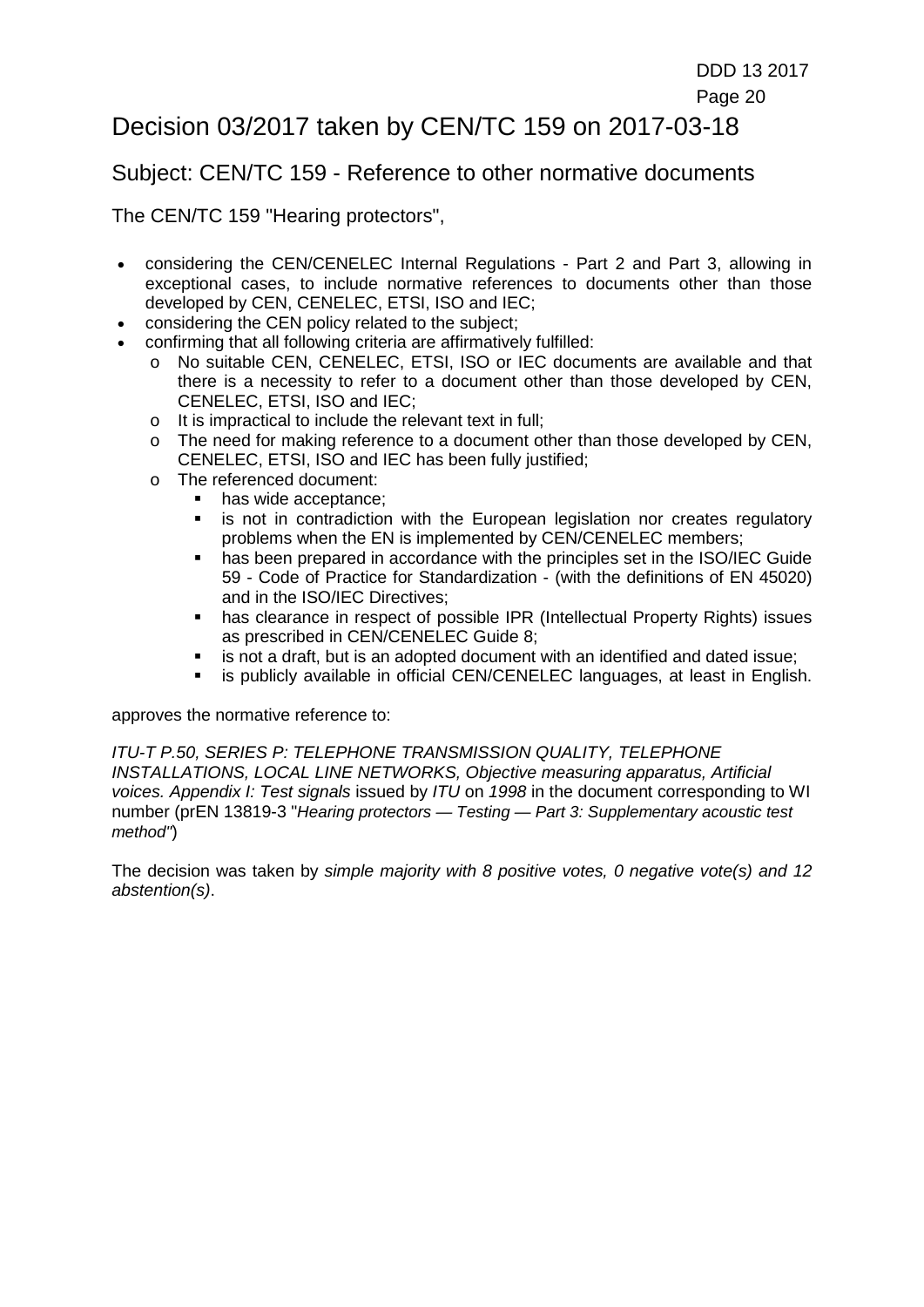# Decision 03/2017 taken by CEN/TC 159 on 2017-03-18

## Subject: CEN/TC 159 - Reference to other normative documents

The CEN/TC 159 "Hearing protectors",

- considering the CEN/CENELEC Internal Regulations - Part 2 and Part 3, allowing in exceptional cases, to include normative references to documents other than those developed by CEN, CENELEC, ETSI, ISO and IEC;
- considering the CEN policy related to the subject;
- confirming that all following criteria are affirmatively fulfilled:
  - No suitable CEN, CENELEC, ETSI, ISO or IEC documents are available and that there is a necessity to refer to a document other than those developed by CEN, CENELEC, ETSI, ISO and IEC;
  - It is impractical to include the relevant text in full;
  - The need for making reference to a document other than those developed by CEN, CENELEC, ETSI, ISO and IEC has been fully justified;
  - The referenced document:
    - has wide acceptance;
    - is not in contradiction with the European legislation nor creates regulatory problems when the EN is implemented by CEN/CENELEC members;
    - has been prepared in accordance with the principles set in the ISO/IEC Guide 59 - Code of Practice for Standardization - (with the definitions of EN 45020) and in the ISO/IEC Directives;
    - has clearance in respect of possible IPR (Intellectual Property Rights) issues as prescribed in CEN/CENELEC Guide 8;
    - is not a draft, but is an adopted document with an identified and dated issue;
    - is publicly available in official CEN/CENELEC languages, at least in English.

approves the normative reference to:

*ITU-T P.50, SERIES P: TELEPHONE TRANSMISSION QUALITY, TELEPHONE INSTALLATIONS, LOCAL LINE NETWORKS, Objective measuring apparatus, Artificial voices. Appendix I: Test signals* issued by *ITU* on *1998* in the document corresponding to WI number (prEN 13819-3 "*Hearing protectors — Testing — Part 3: Supplementary acoustic test method"*)

The decision was taken by *simple majority with 8 positive votes, 0 negative vote(s) and 12 abstention(s)*.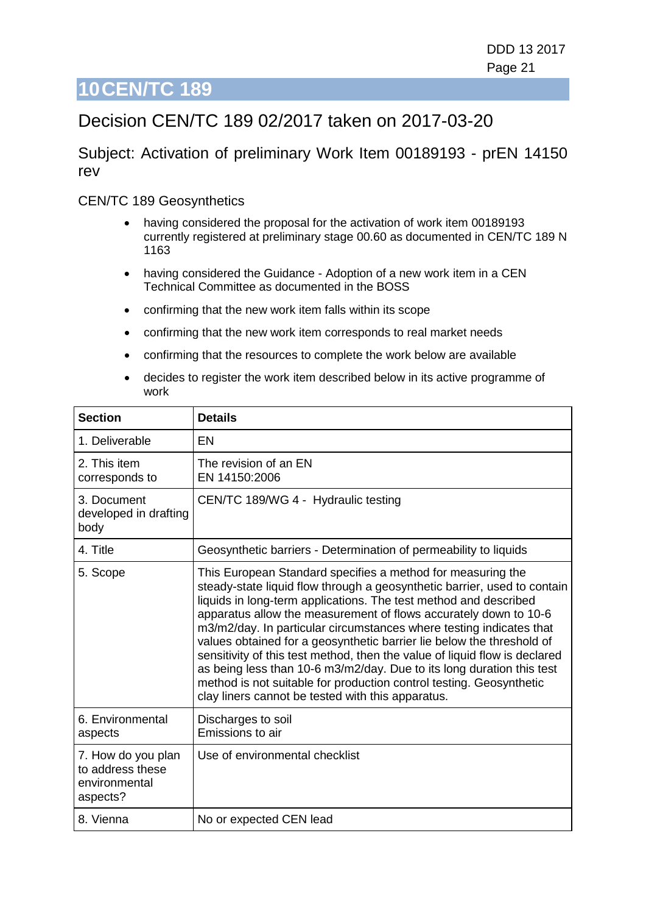# 10 CEN/TC 189

## Decision CEN/TC 189 02/2017 taken on 2017-03-20

### Subject: Activation of preliminary Work Item 00189193 - prEN 14150 rev

CEN/TC 189 Geosynthetics

- having considered the proposal for the activation of work item 00189193 currently registered at preliminary stage 00.60 as documented in CEN/TC 189 N 1163
- having considered the Guidance - Adoption of a new work item in a CEN Technical Committee as documented in the BOSS
- confirming that the new work item falls within its scope
- confirming that the new work item corresponds to real market needs
- confirming that the resources to complete the work below are available
- decides to register the work item described below in its active programme of work

| Section | Details |
|---|---|
| 1. Deliverable | EN |
| 2. This item corresponds to | The revision of an EN<br>EN 14150:2006 |
| 3. Document developed in drafting body | CEN/TC 189/WG 4 - Hydraulic testing |
| 4. Title | Geosynthetic barriers - Determination of permeability to liquids |
| 5. Scope | This European Standard specifies a method for measuring the steady-state liquid flow through a geosynthetic barrier, used to contain liquids in long-term applications. The test method and described apparatus allow the measurement of flows accurately down to 10-6 m3/m2/day. In particular circumstances where testing indicates that values obtained for a geosynthetic barrier lie below the threshold of sensitivity of this test method, then the value of liquid flow is declared as being less than 10-6 m3/m2/day. Due to its long duration this test method is not suitable for production control testing. Geosynthetic clay liners cannot be tested with this apparatus. |
| 6. Environmental aspects | Discharges to soil<br>Emissions to air |
| 7. How do you plan to address these environmental aspects? | Use of environmental checklist |
| 8. Vienna | No or expected CEN lead |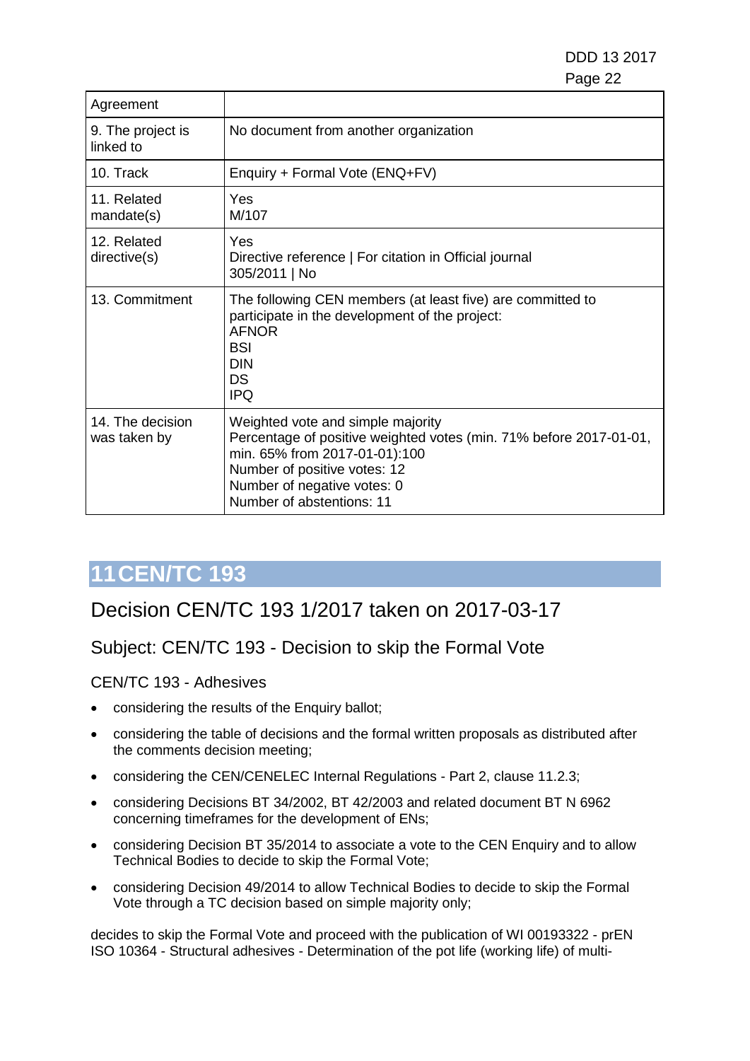| Agreement | |
|---|---|
| 9. The project is linked to | No document from another organization |
| 10. Track | Enquiry + Formal Vote (ENQ+FV) |
| 11. Related mandate(s) | Yes<br>M/107 |
| 12. Related directive(s) | Yes<br>Directive reference \| For citation in Official journal<br>305/2011 \| No |
| 13. Commitment | The following CEN members (at least five) are committed to participate in the development of the project:<br>AFNOR<br>BSI<br>DIN<br>DS<br>IPQ |
| 14. The decision was taken by | Weighted vote and simple majority<br>Percentage of positive weighted votes (min. 71% before 2017-01-01, min. 65% from 2017-01-01):100<br>Number of positive votes: 12<br>Number of negative votes: 0<br>Number of abstentions: 11 |

# 11 CEN/TC 193

## Decision CEN/TC 193 1/2017 taken on 2017-03-17

### Subject: CEN/TC 193 - Decision to skip the Formal Vote

CEN/TC 193 - Adhesives

- considering the results of the Enquiry ballot;
- considering the table of decisions and the formal written proposals as distributed after the comments decision meeting;
- considering the CEN/CENELEC Internal Regulations - Part 2, clause 11.2.3;
- considering Decisions BT 34/2002, BT 42/2003 and related document BT N 6962 concerning timeframes for the development of ENs;
- considering Decision BT 35/2014 to associate a vote to the CEN Enquiry and to allow Technical Bodies to decide to skip the Formal Vote;
- considering Decision 49/2014 to allow Technical Bodies to decide to skip the Formal Vote through a TC decision based on simple majority only;

decides to skip the Formal Vote and proceed with the publication of WI 00193322 - prEN ISO 10364 - Structural adhesives - Determination of the pot life (working life) of multi-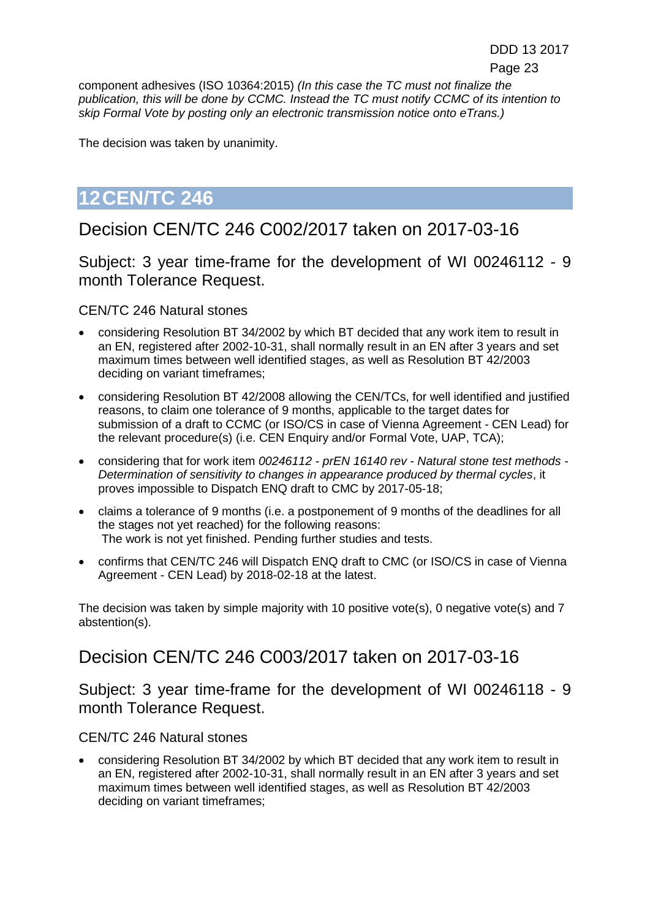component adhesives (ISO 10364:2015) *(In this case the TC must not finalize the publication, this will be done by CCMC. Instead the TC must notify CCMC of its intention to skip Formal Vote by posting only an electronic transmission notice onto eTrans.)*

The decision was taken by unanimity.

# 12 CEN/TC 246

## Decision CEN/TC 246 C002/2017 taken on 2017-03-16

### Subject: 3 year time-frame for the development of WI 00246112 - 9 month Tolerance Request.

CEN/TC 246 Natural stones

- considering Resolution BT 34/2002 by which BT decided that any work item to result in an EN, registered after 2002-10-31, shall normally result in an EN after 3 years and set maximum times between well identified stages, as well as Resolution BT 42/2003 deciding on variant timeframes;
- considering Resolution BT 42/2008 allowing the CEN/TCs, for well identified and justified reasons, to claim one tolerance of 9 months, applicable to the target dates for submission of a draft to CCMC (or ISO/CS in case of Vienna Agreement - CEN Lead) for the relevant procedure(s) (i.e. CEN Enquiry and/or Formal Vote, UAP, TCA);
- considering that for work item *00246112 - prEN 16140 rev - Natural stone test methods - Determination of sensitivity to changes in appearance produced by thermal cycles*, it proves impossible to Dispatch ENQ draft to CMC by 2017-05-18;
- claims a tolerance of 9 months (i.e. a postponement of 9 months of the deadlines for all the stages not yet reached) for the following reasons:
  The work is not yet finished. Pending further studies and tests.
- confirms that CEN/TC 246 will Dispatch ENQ draft to CMC (or ISO/CS in case of Vienna Agreement - CEN Lead) by 2018-02-18 at the latest.

The decision was taken by simple majority with 10 positive vote(s), 0 negative vote(s) and 7 abstention(s).

## Decision CEN/TC 246 C003/2017 taken on 2017-03-16

### Subject: 3 year time-frame for the development of WI 00246118 - 9 month Tolerance Request.

CEN/TC 246 Natural stones

- considering Resolution BT 34/2002 by which BT decided that any work item to result in an EN, registered after 2002-10-31, shall normally result in an EN after 3 years and set maximum times between well identified stages, as well as Resolution BT 42/2003 deciding on variant timeframes;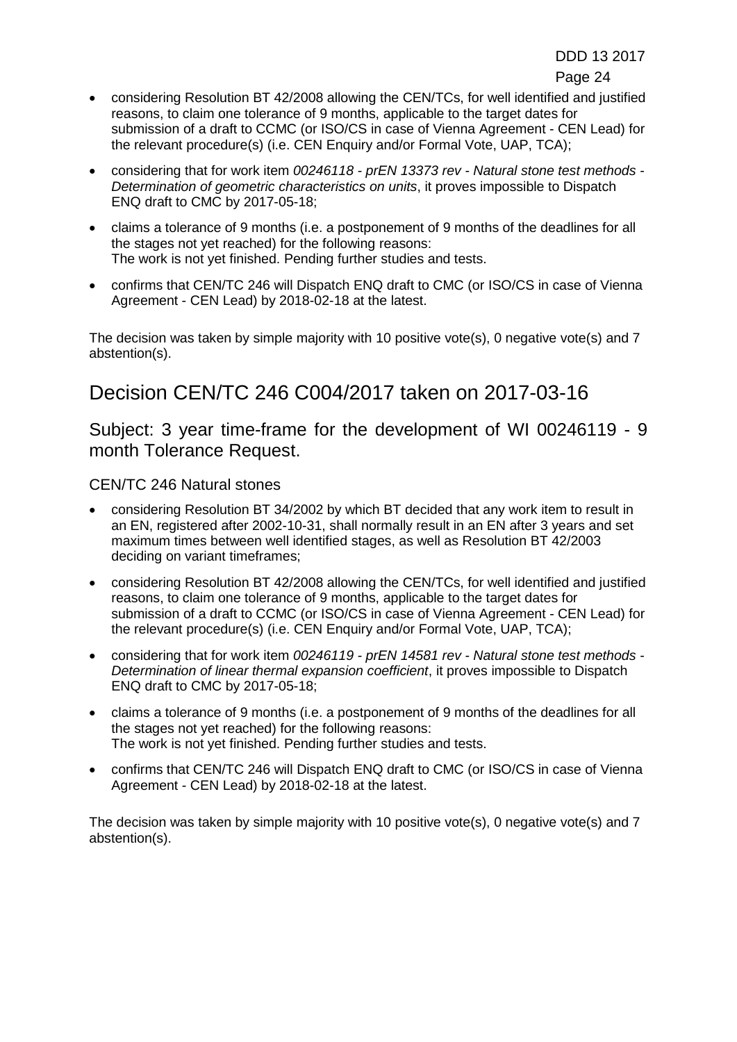- considering Resolution BT 42/2008 allowing the CEN/TCs, for well identified and justified reasons, to claim one tolerance of 9 months, applicable to the target dates for submission of a draft to CCMC (or ISO/CS in case of Vienna Agreement - CEN Lead) for the relevant procedure(s) (i.e. CEN Enquiry and/or Formal Vote, UAP, TCA);
- considering that for work item *00246118 - prEN 13373 rev - Natural stone test methods - Determination of geometric characteristics on units*, it proves impossible to Dispatch ENQ draft to CMC by 2017-05-18;
- claims a tolerance of 9 months (i.e. a postponement of 9 months of the deadlines for all the stages not yet reached) for the following reasons:
  The work is not yet finished. Pending further studies and tests.
- confirms that CEN/TC 246 will Dispatch ENQ draft to CMC (or ISO/CS in case of Vienna Agreement - CEN Lead) by 2018-02-18 at the latest.

The decision was taken by simple majority with 10 positive vote(s), 0 negative vote(s) and 7 abstention(s).

# Decision CEN/TC 246 C004/2017 taken on 2017-03-16

## Subject: 3 year time-frame for the development of WI 00246119 - 9 month Tolerance Request.

### CEN/TC 246 Natural stones

- considering Resolution BT 34/2002 by which BT decided that any work item to result in an EN, registered after 2002-10-31, shall normally result in an EN after 3 years and set maximum times between well identified stages, as well as Resolution BT 42/2003 deciding on variant timeframes;
- considering Resolution BT 42/2008 allowing the CEN/TCs, for well identified and justified reasons, to claim one tolerance of 9 months, applicable to the target dates for submission of a draft to CCMC (or ISO/CS in case of Vienna Agreement - CEN Lead) for the relevant procedure(s) (i.e. CEN Enquiry and/or Formal Vote, UAP, TCA);
- considering that for work item *00246119 - prEN 14581 rev - Natural stone test methods - Determination of linear thermal expansion coefficient*, it proves impossible to Dispatch ENQ draft to CMC by 2017-05-18;
- claims a tolerance of 9 months (i.e. a postponement of 9 months of the deadlines for all the stages not yet reached) for the following reasons:
  The work is not yet finished. Pending further studies and tests.
- confirms that CEN/TC 246 will Dispatch ENQ draft to CMC (or ISO/CS in case of Vienna Agreement - CEN Lead) by 2018-02-18 at the latest.

The decision was taken by simple majority with 10 positive vote(s), 0 negative vote(s) and 7 abstention(s).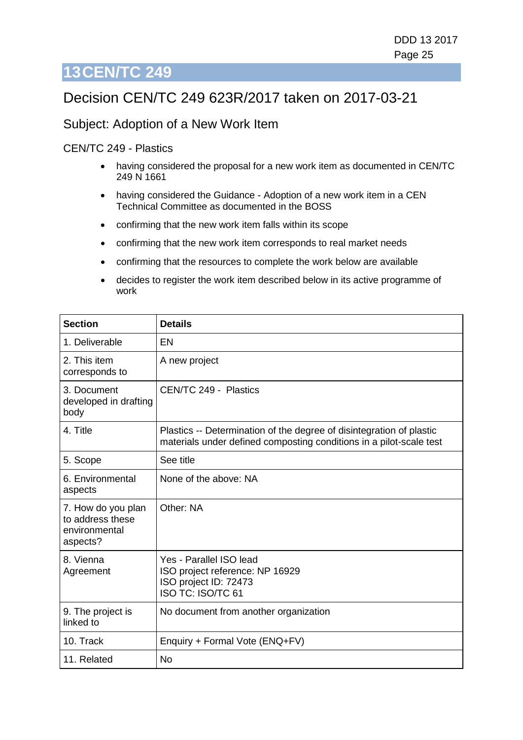# 13 CEN/TC 249

## Decision CEN/TC 249 623R/2017 taken on 2017-03-21

### Subject: Adoption of a New Work Item

CEN/TC 249 - Plastics

- having considered the proposal for a new work item as documented in CEN/TC 249 N 1661
- having considered the Guidance - Adoption of a new work item in a CEN Technical Committee as documented in the BOSS
- confirming that the new work item falls within its scope
- confirming that the new work item corresponds to real market needs
- confirming that the resources to complete the work below are available
- decides to register the work item described below in its active programme of work

| Section | Details |
|---|---|
| 1. Deliverable | EN |
| 2. This item corresponds to | A new project |
| 3. Document developed in drafting body | CEN/TC 249 - Plastics |
| 4. Title | Plastics -- Determination of the degree of disintegration of plastic materials under defined composting conditions in a pilot-scale test |
| 5. Scope | See title |
| 6. Environmental aspects | None of the above: NA |
| 7. How do you plan to address these environmental aspects? | Other: NA |
| 8. Vienna Agreement | Yes - Parallel ISO lead<br>ISO project reference: NP 16929<br>ISO project ID: 72473<br>ISO TC: ISO/TC 61 |
| 9. The project is linked to | No document from another organization |
| 10. Track | Enquiry + Formal Vote (ENQ+FV) |
| 11. Related | No |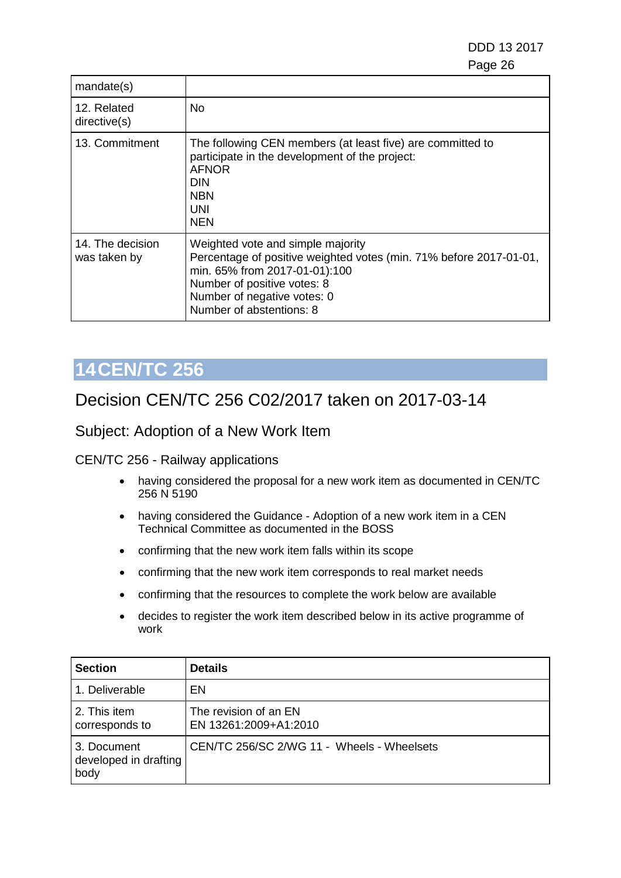| mandate(s) | |
|---|---|
| 12. Related directive(s) | No |
| 13. Commitment | The following CEN members (at least five) are committed to participate in the development of the project:<br>AFNOR<br>DIN<br>NBN<br>UNI<br>NEN |
| 14. The decision was taken by | Weighted vote and simple majority<br>Percentage of positive weighted votes (min. 71% before 2017-01-01, min. 65% from 2017-01-01):100<br>Number of positive votes: 8<br>Number of negative votes: 0<br>Number of abstentions: 8 |

# 14 CEN/TC 256

## Decision CEN/TC 256 C02/2017 taken on 2017-03-14

### Subject: Adoption of a New Work Item

CEN/TC 256 - Railway applications

- having considered the proposal for a new work item as documented in CEN/TC 256 N 5190
- having considered the Guidance - Adoption of a new work item in a CEN Technical Committee as documented in the BOSS
- confirming that the new work item falls within its scope
- confirming that the new work item corresponds to real market needs
- confirming that the resources to complete the work below are available
- decides to register the work item described below in its active programme of work

| Section | Details |
|---|---|
| 1. Deliverable | EN |
| 2. This item corresponds to | The revision of an EN<br>EN 13261:2009+A1:2010 |
| 3. Document developed in drafting body | CEN/TC 256/SC 2/WG 11 - Wheels - Wheelsets |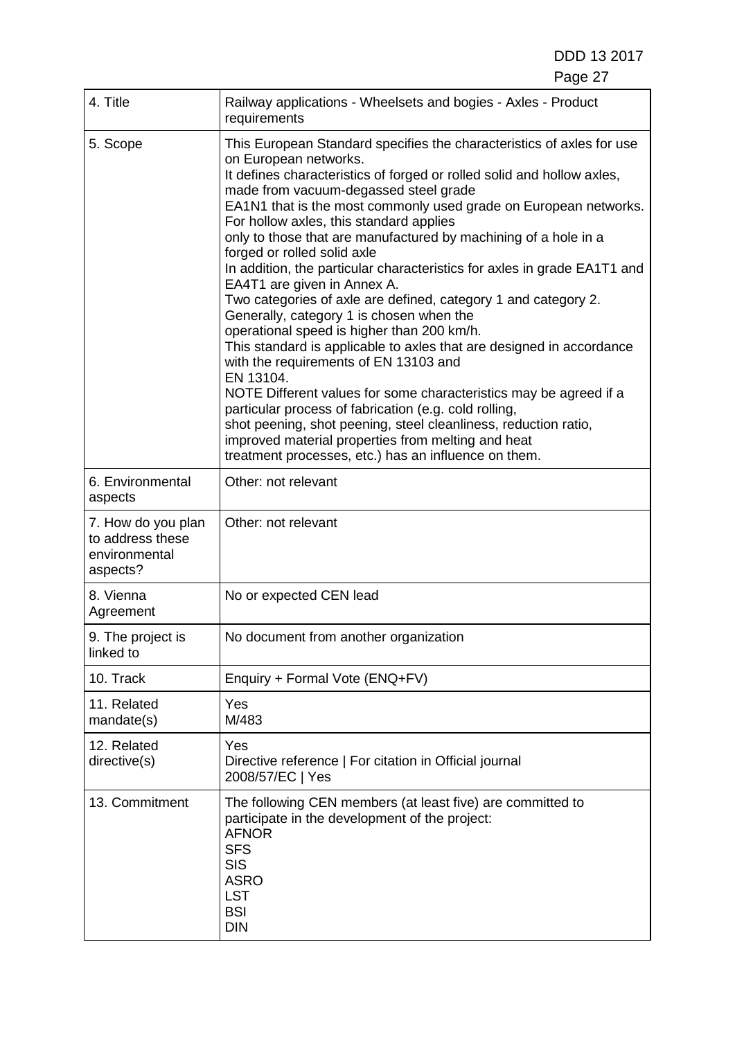| 4. Title | Railway applications - Wheelsets and bogies - Axles - Product requirements |
|---|---|
| 5. Scope | This European Standard specifies the characteristics of axles for use on European networks.<br>It defines characteristics of forged or rolled solid and hollow axles, made from vacuum-degassed steel grade<br>EA1N1 that is the most commonly used grade on European networks.<br>For hollow axles, this standard applies<br>only to those that are manufactured by machining of a hole in a forged or rolled solid axle<br>In addition, the particular characteristics for axles in grade EA1T1 and EA4T1 are given in Annex A.<br>Two categories of axle are defined, category 1 and category 2.<br>Generally, category 1 is chosen when the<br>operational speed is higher than 200 km/h.<br>This standard is applicable to axles that are designed in accordance with the requirements of EN 13103 and<br>EN 13104.<br>NOTE Different values for some characteristics may be agreed if a particular process of fabrication (e.g. cold rolling,<br>shot peening, shot peening, steel cleanliness, reduction ratio, improved material properties from melting and heat<br>treatment processes, etc.) has an influence on them. |
| 6. Environmental aspects | Other: not relevant |
| 7. How do you plan to address these environmental aspects? | Other: not relevant |
| 8. Vienna Agreement | No or expected CEN lead |
| 9. The project is linked to | No document from another organization |
| 10. Track | Enquiry + Formal Vote (ENQ+FV) |
| 11. Related mandate(s) | Yes<br>M/483 |
| 12. Related directive(s) | Yes<br>Directive reference \| For citation in Official journal<br>2008/57/EC \| Yes |
| 13. Commitment | The following CEN members (at least five) are committed to participate in the development of the project:<br>AFNOR<br>SFS<br>SIS<br>ASRO<br>LST<br>BSI<br>DIN |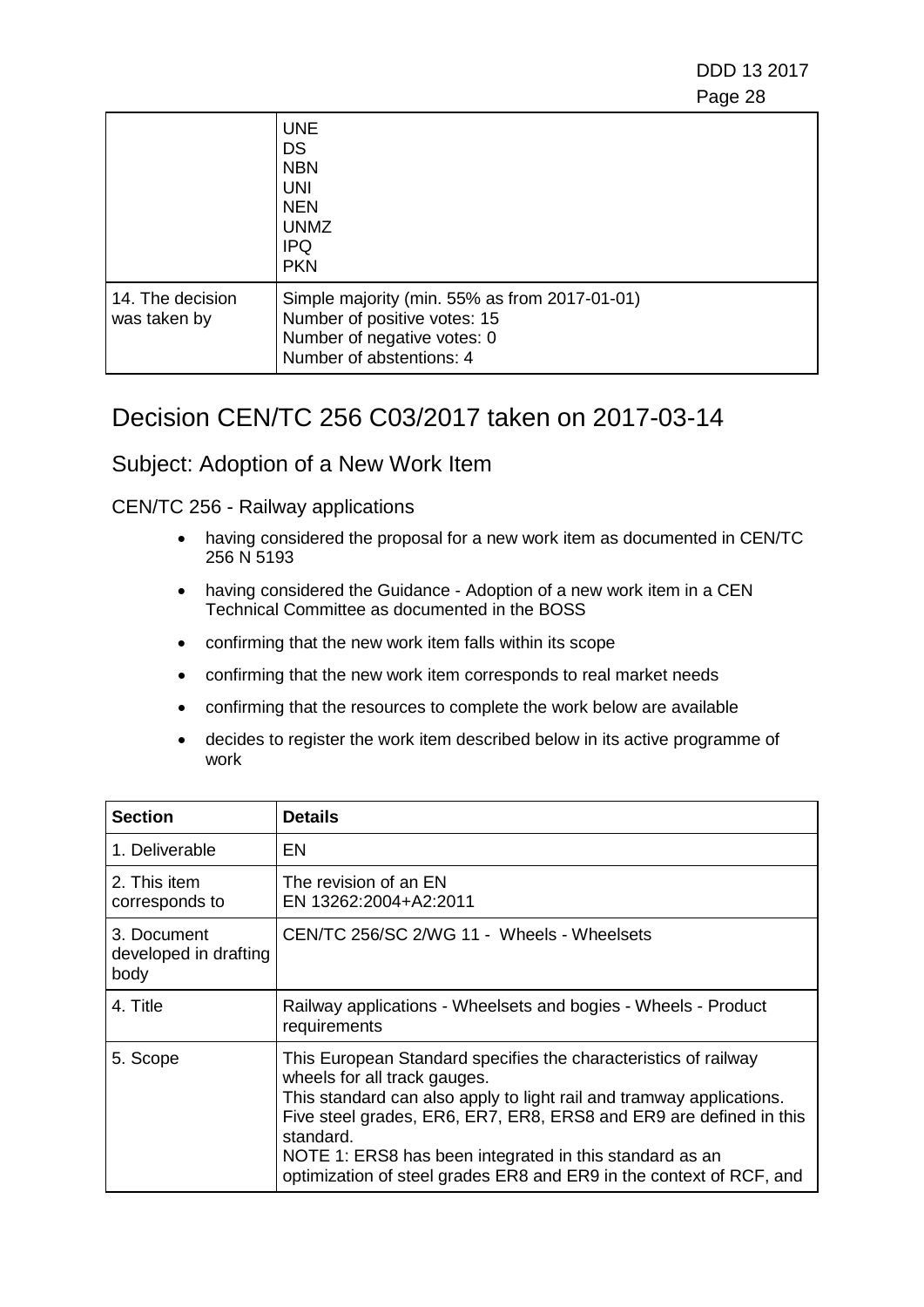|  |  |
|---|---|
|  | UNE<br>DS<br>NBN<br>UNI<br>NEN<br>UNMZ<br>IPQ<br>PKN |
| 14. The decision was taken by | Simple majority (min. 55% as from 2017-01-01)<br>Number of positive votes: 15<br>Number of negative votes: 0<br>Number of abstentions: 4 |

## Decision CEN/TC 256 C03/2017 taken on 2017-03-14

### Subject: Adoption of a New Work Item

CEN/TC 256 - Railway applications

- having considered the proposal for a new work item as documented in CEN/TC 256 N 5193
- having considered the Guidance - Adoption of a new work item in a CEN Technical Committee as documented in the BOSS
- confirming that the new work item falls within its scope
- confirming that the new work item corresponds to real market needs
- confirming that the resources to complete the work below are available
- decides to register the work item described below in its active programme of work

| Section | Details |
|---|---|
| 1. Deliverable | EN |
| 2. This item corresponds to | The revision of an EN<br>EN 13262:2004+A2:2011 |
| 3. Document developed in drafting body | CEN/TC 256/SC 2/WG 11 - Wheels - Wheelsets |
| 4. Title | Railway applications - Wheelsets and bogies - Wheels - Product requirements |
| 5. Scope | This European Standard specifies the characteristics of railway wheels for all track gauges.<br>This standard can also apply to light rail and tramway applications.<br>Five steel grades, ER6, ER7, ER8, ERS8 and ER9 are defined in this standard.<br>NOTE 1: ERS8 has been integrated in this standard as an optimization of steel grades ER8 and ER9 in the context of RCF, and |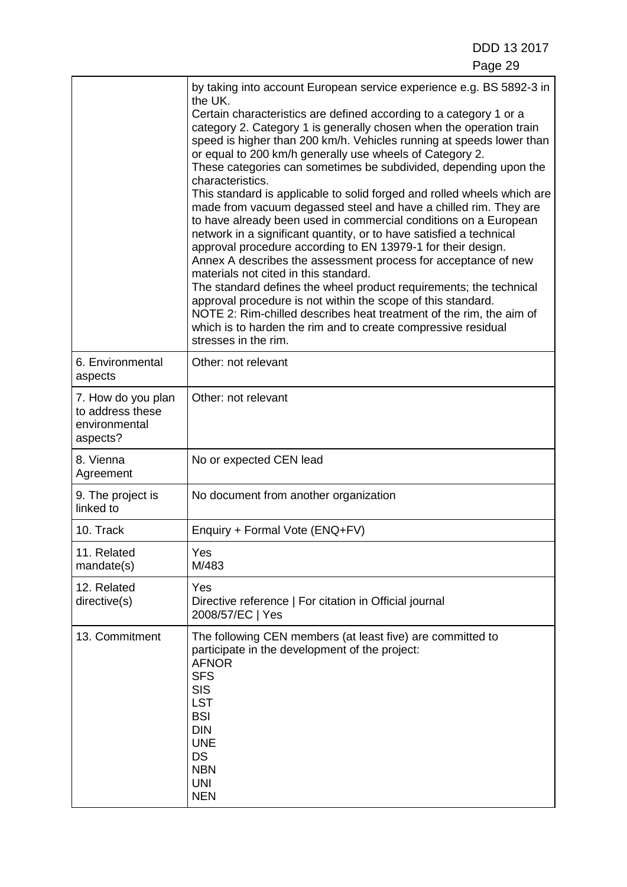| | |
|---|---|
| | by taking into account European service experience e.g. BS 5892-3 in the UK.<br>Certain characteristics are defined according to a category 1 or a category 2. Category 1 is generally chosen when the operation train speed is higher than 200 km/h. Vehicles running at speeds lower than or equal to 200 km/h generally use wheels of Category 2.<br>These categories can sometimes be subdivided, depending upon the characteristics.<br>This standard is applicable to solid forged and rolled wheels which are made from vacuum degassed steel and have a chilled rim. They are to have already been used in commercial conditions on a European network in a significant quantity, or to have satisfied a technical approval procedure according to EN 13979-1 for their design.<br>Annex A describes the assessment process for acceptance of new materials not cited in this standard.<br>The standard defines the wheel product requirements; the technical approval procedure is not within the scope of this standard.<br>NOTE 2: Rim-chilled describes heat treatment of the rim, the aim of which is to harden the rim and to create compressive residual stresses in the rim. |
| 6. Environmental aspects | Other: not relevant |
| 7. How do you plan to address these environmental aspects? | Other: not relevant |
| 8. Vienna Agreement | No or expected CEN lead |
| 9. The project is linked to | No document from another organization |
| 10. Track | Enquiry + Formal Vote (ENQ+FV) |
| 11. Related mandate(s) | Yes<br>M/483 |
| 12. Related directive(s) | Yes<br>Directive reference \| For citation in Official journal<br>2008/57/EC \| Yes |
| 13. Commitment | The following CEN members (at least five) are committed to participate in the development of the project:<br>AFNOR<br>SFS<br>SIS<br>LST<br>BSI<br>DIN<br>UNE<br>DS<br>NBN<br>UNI<br>NEN |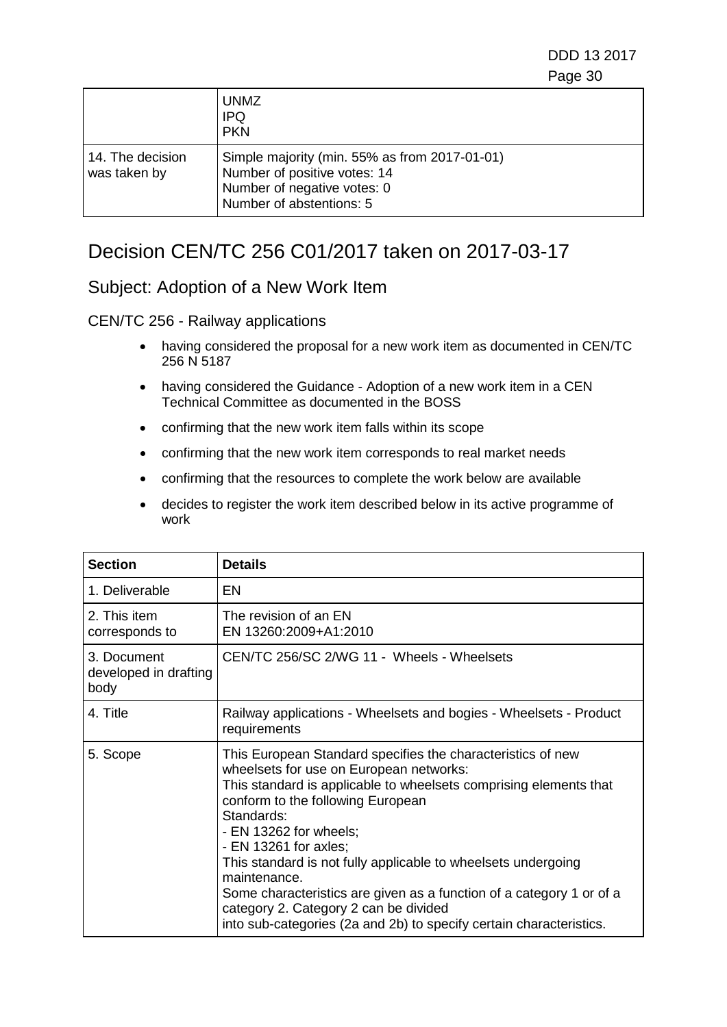|  | UNMZ<br>IPQ<br>PKN |
| --- | --- |
| 14. The decision was taken by | Simple majority (min. 55% as from 2017-01-01)<br>Number of positive votes: 14<br>Number of negative votes: 0<br>Number of abstentions: 5 |

# Decision CEN/TC 256 C01/2017 taken on 2017-03-17

## Subject: Adoption of a New Work Item

CEN/TC 256 - Railway applications

- having considered the proposal for a new work item as documented in CEN/TC 256 N 5187
- having considered the Guidance - Adoption of a new work item in a CEN Technical Committee as documented in the BOSS
- confirming that the new work item falls within its scope
- confirming that the new work item corresponds to real market needs
- confirming that the resources to complete the work below are available
- decides to register the work item described below in its active programme of work

| Section | Details |
| --- | --- |
| 1. Deliverable | EN |
| 2. This item corresponds to | The revision of an EN<br>EN 13260:2009+A1:2010 |
| 3. Document developed in drafting body | CEN/TC 256/SC 2/WG 11 - Wheels - Wheelsets |
| 4. Title | Railway applications - Wheelsets and bogies - Wheelsets - Product requirements |
| 5. Scope | This European Standard specifies the characteristics of new wheelsets for use on European networks:<br>This standard is applicable to wheelsets comprising elements that conform to the following European<br>Standards:<br>- EN 13262 for wheels;<br>- EN 13261 for axles;<br>This standard is not fully applicable to wheelsets undergoing maintenance.<br>Some characteristics are given as a function of a category 1 or of a category 2. Category 2 can be divided<br>into sub-categories (2a and 2b) to specify certain characteristics. |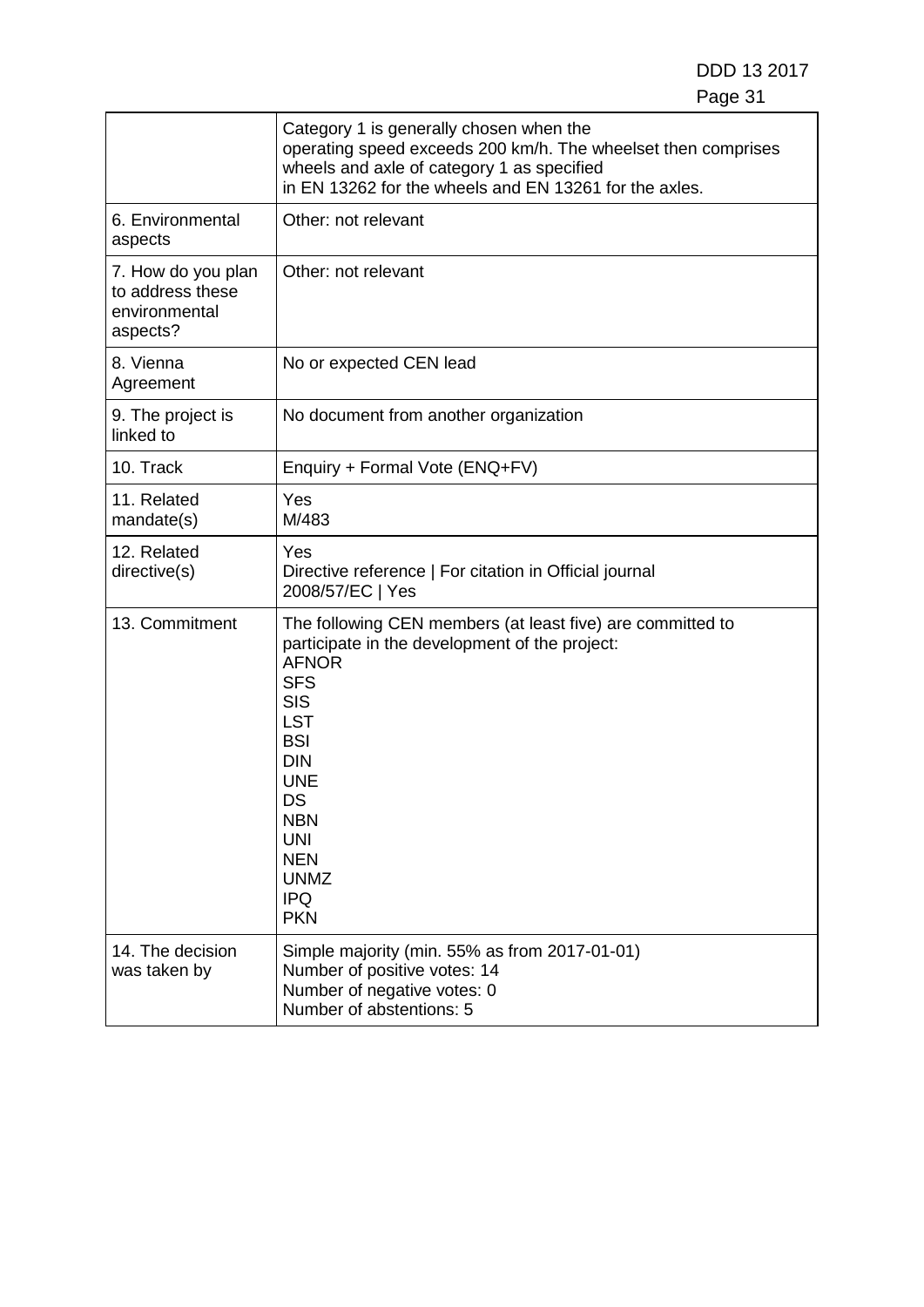| | |
|---|---|
| | Category 1 is generally chosen when the operating speed exceeds 200 km/h. The wheelset then comprises wheels and axle of category 1 as specified in EN 13262 for the wheels and EN 13261 for the axles. |
| 6. Environmental aspects | Other: not relevant |
| 7. How do you plan to address these environmental aspects? | Other: not relevant |
| 8. Vienna Agreement | No or expected CEN lead |
| 9. The project is linked to | No document from another organization |
| 10. Track | Enquiry + Formal Vote (ENQ+FV) |
| 11. Related mandate(s) | Yes<br>M/483 |
| 12. Related directive(s) | Yes<br>Directive reference \| For citation in Official journal<br>2008/57/EC \| Yes |
| 13. Commitment | The following CEN members (at least five) are committed to participate in the development of the project:<br>AFNOR<br>SFS<br>SIS<br>LST<br>BSI<br>DIN<br>UNE<br>DS<br>NBN<br>UNI<br>NEN<br>UNMZ<br>IPQ<br>PKN |
| 14. The decision was taken by | Simple majority (min. 55% as from 2017-01-01)<br>Number of positive votes: 14<br>Number of negative votes: 0<br>Number of abstentions: 5 |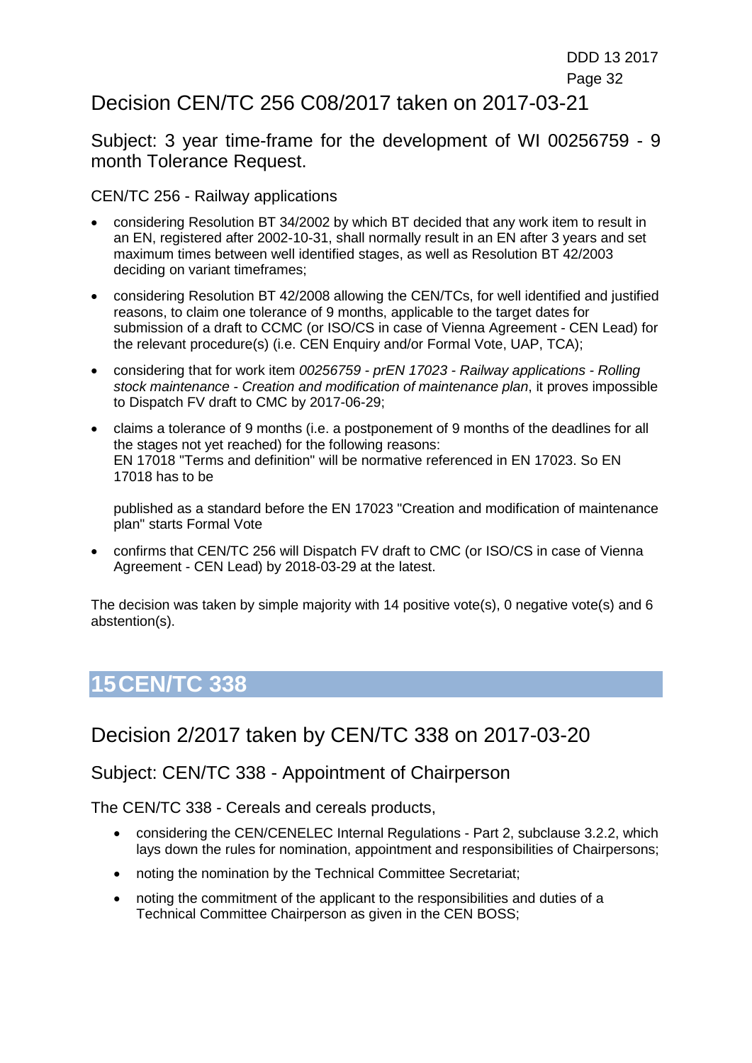## Decision CEN/TC 256 C08/2017 taken on 2017-03-21

### Subject: 3 year time-frame for the development of WI 00256759 - 9 month Tolerance Request.

CEN/TC 256 - Railway applications

- considering Resolution BT 34/2002 by which BT decided that any work item to result in an EN, registered after 2002-10-31, shall normally result in an EN after 3 years and set maximum times between well identified stages, as well as Resolution BT 42/2003 deciding on variant timeframes;
- considering Resolution BT 42/2008 allowing the CEN/TCs, for well identified and justified reasons, to claim one tolerance of 9 months, applicable to the target dates for submission of a draft to CCMC (or ISO/CS in case of Vienna Agreement - CEN Lead) for the relevant procedure(s) (i.e. CEN Enquiry and/or Formal Vote, UAP, TCA);
- considering that for work item *00256759 - prEN 17023 - Railway applications - Rolling stock maintenance - Creation and modification of maintenance plan*, it proves impossible to Dispatch FV draft to CMC by 2017-06-29;
- claims a tolerance of 9 months (i.e. a postponement of 9 months of the deadlines for all the stages not yet reached) for the following reasons:
  EN 17018 "Terms and definition" will be normative referenced in EN 17023. So EN 17018 has to be

  published as a standard before the EN 17023 "Creation and modification of maintenance plan" starts Formal Vote
- confirms that CEN/TC 256 will Dispatch FV draft to CMC (or ISO/CS in case of Vienna Agreement - CEN Lead) by 2018-03-29 at the latest.

The decision was taken by simple majority with 14 positive vote(s), 0 negative vote(s) and 6 abstention(s).

# 15 CEN/TC 338

## Decision 2/2017 taken by CEN/TC 338 on 2017-03-20

### Subject: CEN/TC 338 - Appointment of Chairperson

The CEN/TC 338 - Cereals and cereals products,

- considering the CEN/CENELEC Internal Regulations - Part 2, subclause 3.2.2, which lays down the rules for nomination, appointment and responsibilities of Chairpersons;
- noting the nomination by the Technical Committee Secretariat;
- noting the commitment of the applicant to the responsibilities and duties of a Technical Committee Chairperson as given in the CEN BOSS;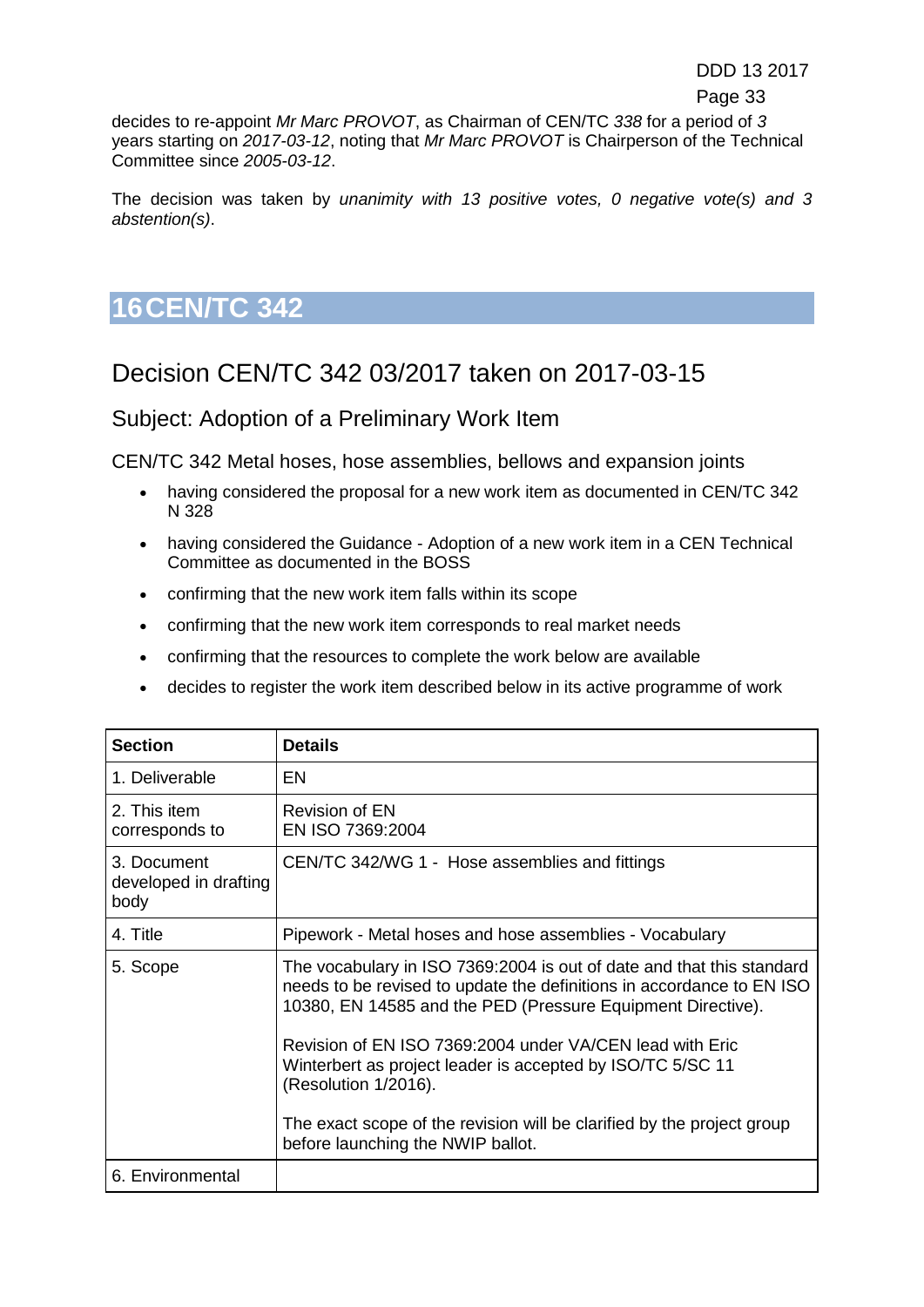decides to re-appoint *Mr Marc PROVOT*, as Chairman of CEN/TC *338* for a period of *3* years starting on *2017-03-12*, noting that *Mr Marc PROVOT* is Chairperson of the Technical Committee since *2005-03-12*.

The decision was taken by *unanimity with 13 positive votes, 0 negative vote(s) and 3 abstention(s)*.

# 16 CEN/TC 342

## Decision CEN/TC 342 03/2017 taken on 2017-03-15

### Subject: Adoption of a Preliminary Work Item

CEN/TC 342 Metal hoses, hose assemblies, bellows and expansion joints

- having considered the proposal for a new work item as documented in CEN/TC 342 N 328
- having considered the Guidance - Adoption of a new work item in a CEN Technical Committee as documented in the BOSS
- confirming that the new work item falls within its scope
- confirming that the new work item corresponds to real market needs
- confirming that the resources to complete the work below are available
- decides to register the work item described below in its active programme of work

| Section | Details |
| --- | --- |
| 1. Deliverable | EN |
| 2. This item corresponds to | Revision of EN<br>EN ISO 7369:2004 |
| 3. Document developed in drafting body | CEN/TC 342/WG 1 - Hose assemblies and fittings |
| 4. Title | Pipework - Metal hoses and hose assemblies - Vocabulary |
| 5. Scope | The vocabulary in ISO 7369:2004 is out of date and that this standard needs to be revised to update the definitions in accordance to EN ISO 10380, EN 14585 and the PED (Pressure Equipment Directive).<br><br>Revision of EN ISO 7369:2004 under VA/CEN lead with Eric Winterbert as project leader is accepted by ISO/TC 5/SC 11 (Resolution 1/2016).<br><br>The exact scope of the revision will be clarified by the project group before launching the NWIP ballot. |
| 6. Environmental | |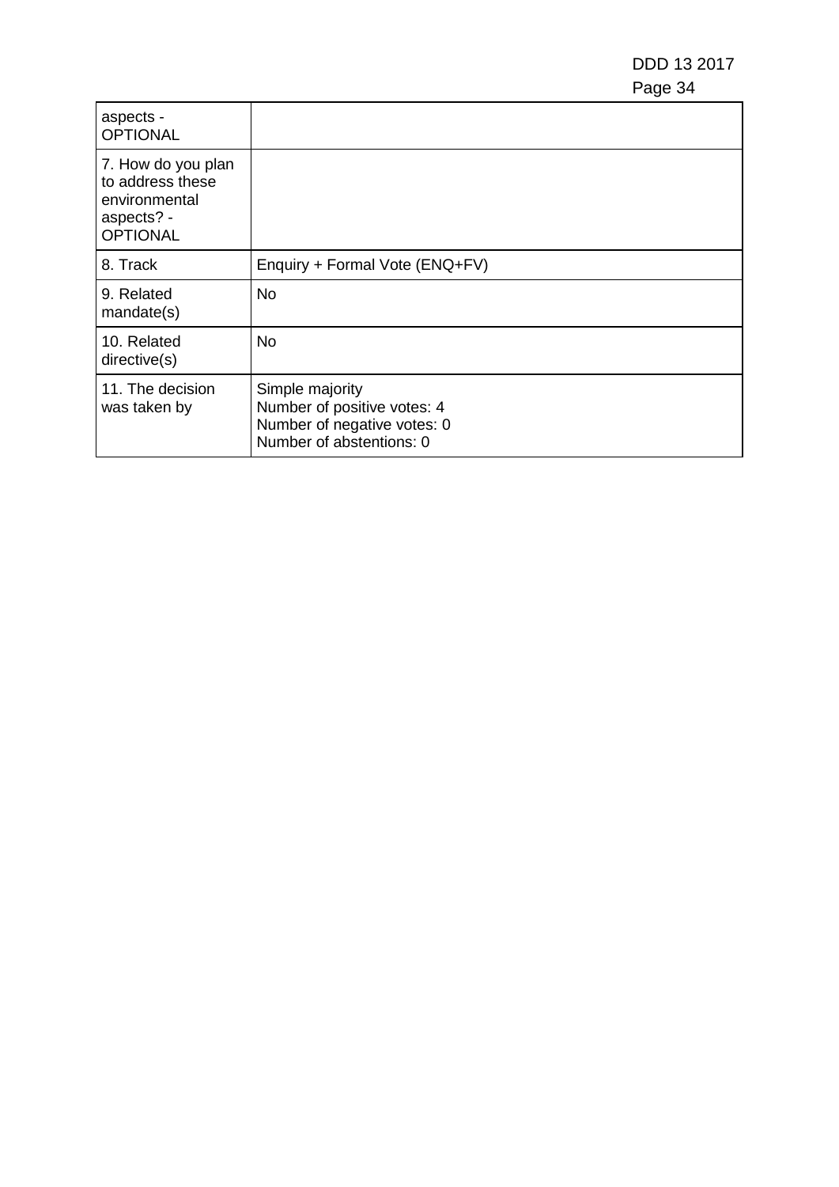| | |
|---|---|
| aspects - OPTIONAL | |
| 7. How do you plan to address these environmental aspects? - OPTIONAL | |
| 8. Track | Enquiry + Formal Vote (ENQ+FV) |
| 9. Related mandate(s) | No |
| 10. Related directive(s) | No |
| 11. The decision was taken by | Simple majority<br>Number of positive votes: 4<br>Number of negative votes: 0<br>Number of abstentions: 0 |